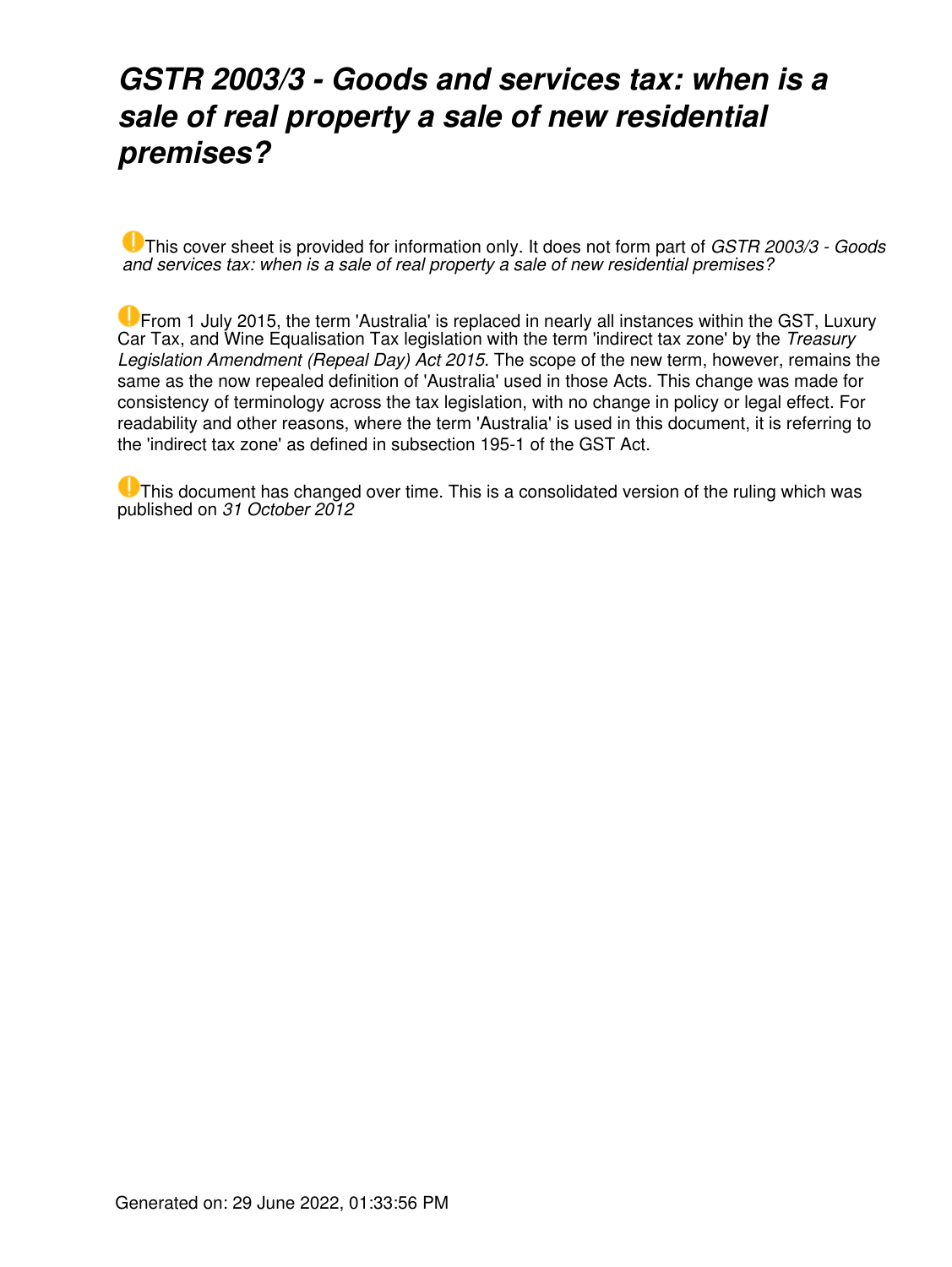# *GSTR 2003/3 - Goods and services tax: when is a sale of real property a sale of new residential premises?*

This cover sheet is provided for information only. It does not form part of *GSTR 2003/3 - Goods and services tax: when is a sale of real property a sale of new residential premises?*

From 1 July 2015, the term 'Australia' is replaced in nearly all instances within the GST, Luxury Car Tax, and Wine Equalisation Tax legislation with the term 'indirect tax zone' by the *Treasury Legislation Amendment (Repeal Day) Act 2015*. The scope of the new term, however, remains the same as the now repealed definition of 'Australia' used in those Acts. This change was made for consistency of terminology across the tax legislation, with no change in policy or legal effect. For readability and other reasons, where the term 'Australia' is used in this document, it is referring to the 'indirect tax zone' as defined in subsection 195-1 of the GST Act.

This document has changed over time. This is a consolidated version of the ruling which was published on *31 October 2012*

Generated on: 29 June 2022, 01:33:56 PM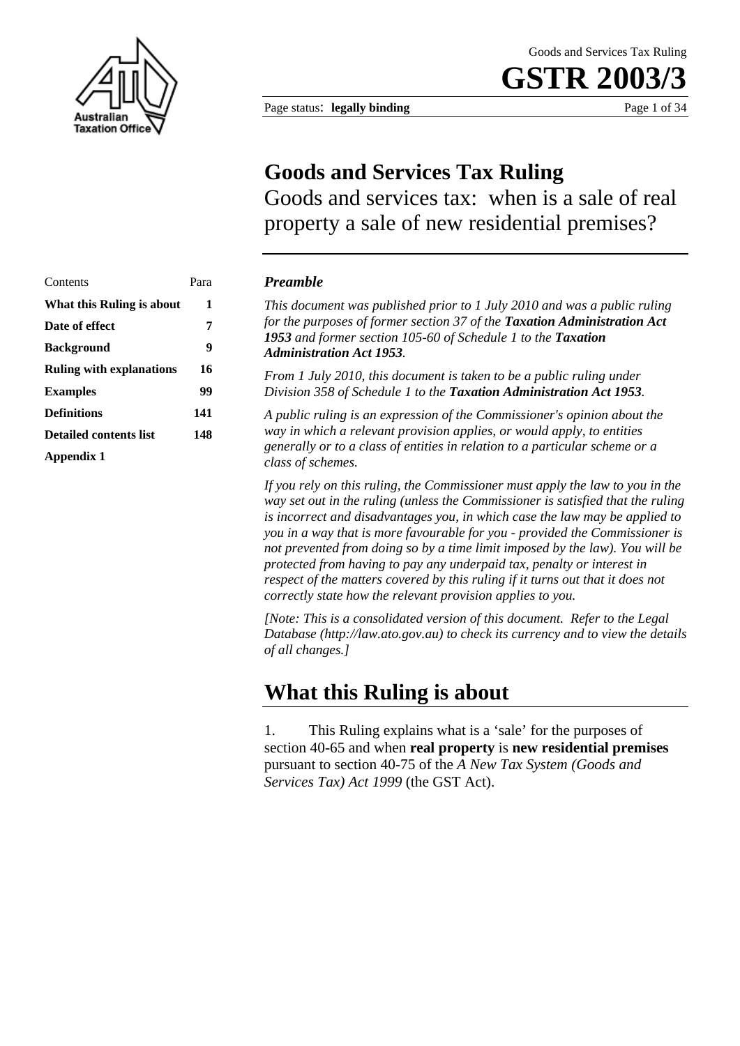# Goods and Services Tax Ruling

Goods and services tax: when is a sale of real property a sale of new residential premises?

| Contents | Para |
| --- | --- |
| **What this Ruling is about** | **1** |
| **Date of effect** | **7** |
| **Background** | **9** |
| **Ruling with explanations** | **16** |
| **Examples** | **99** |
| **Definitions** | **141** |
| **Detailed contents list** | **148** |
| **Appendix 1** | |

### *Preamble*

*This document was published prior to 1 July 2010 and was a public ruling for the purposes of former section 37 of the **Taxation Administration Act 1953** and former section 105-60 of Schedule 1 to the **Taxation Administration Act 1953**.*

*From 1 July 2010, this document is taken to be a public ruling under Division 358 of Schedule 1 to the **Taxation Administration Act 1953**.*

*A public ruling is an expression of the Commissioner's opinion about the way in which a relevant provision applies, or would apply, to entities generally or to a class of entities in relation to a particular scheme or a class of schemes.*

*If you rely on this ruling, the Commissioner must apply the law to you in the way set out in the ruling (unless the Commissioner is satisfied that the ruling is incorrect and disadvantages you, in which case the law may be applied to you in a way that is more favourable for you - provided the Commissioner is not prevented from doing so by a time limit imposed by the law). You will be protected from having to pay any underpaid tax, penalty or interest in respect of the matters covered by this ruling if it turns out that it does not correctly state how the relevant provision applies to you.*

*[Note: This is a consolidated version of this document. Refer to the Legal Database (http://law.ato.gov.au) to check its currency and to view the details of all changes.]*

## What this Ruling is about

1. This Ruling explains what is a 'sale' for the purposes of section 40-65 and when **real property** is **new residential premises** pursuant to section 40-75 of the *A New Tax System (Goods and Services Tax) Act 1999* (the GST Act).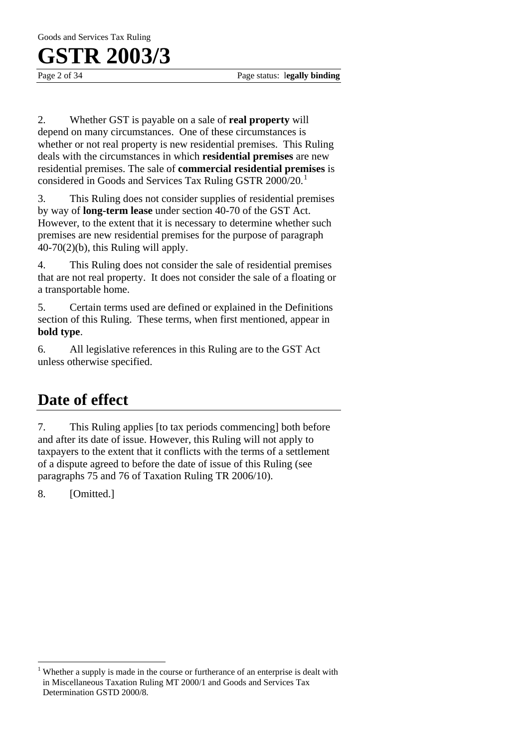2. Whether GST is payable on a sale of **real property** will depend on many circumstances. One of these circumstances is whether or not real property is new residential premises. This Ruling deals with the circumstances in which **residential premises** are new residential premises. The sale of **commercial residential premises** is considered in Goods and Services Tax Ruling GSTR 2000/20.[1]

3. This Ruling does not consider supplies of residential premises by way of **long-term lease** under section 40-70 of the GST Act. However, to the extent that it is necessary to determine whether such premises are new residential premises for the purpose of paragraph 40-70(2)(b), this Ruling will apply.

4. This Ruling does not consider the sale of residential premises that are not real property. It does not consider the sale of a floating or a transportable home.

5. Certain terms used are defined or explained in the Definitions section of this Ruling. These terms, when first mentioned, appear in **bold type**.

6. All legislative references in this Ruling are to the GST Act unless otherwise specified.

## Date of effect

7. This Ruling applies [to tax periods commencing] both before and after its date of issue. However, this Ruling will not apply to taxpayers to the extent that it conflicts with the terms of a settlement of a dispute agreed to before the date of issue of this Ruling (see paragraphs 75 and 76 of Taxation Ruling TR 2006/10).

8. [Omitted.]

---

[1] Whether a supply is made in the course or furtherance of an enterprise is dealt with in Miscellaneous Taxation Ruling MT 2000/1 and Goods and Services Tax Determination GSTD 2000/8.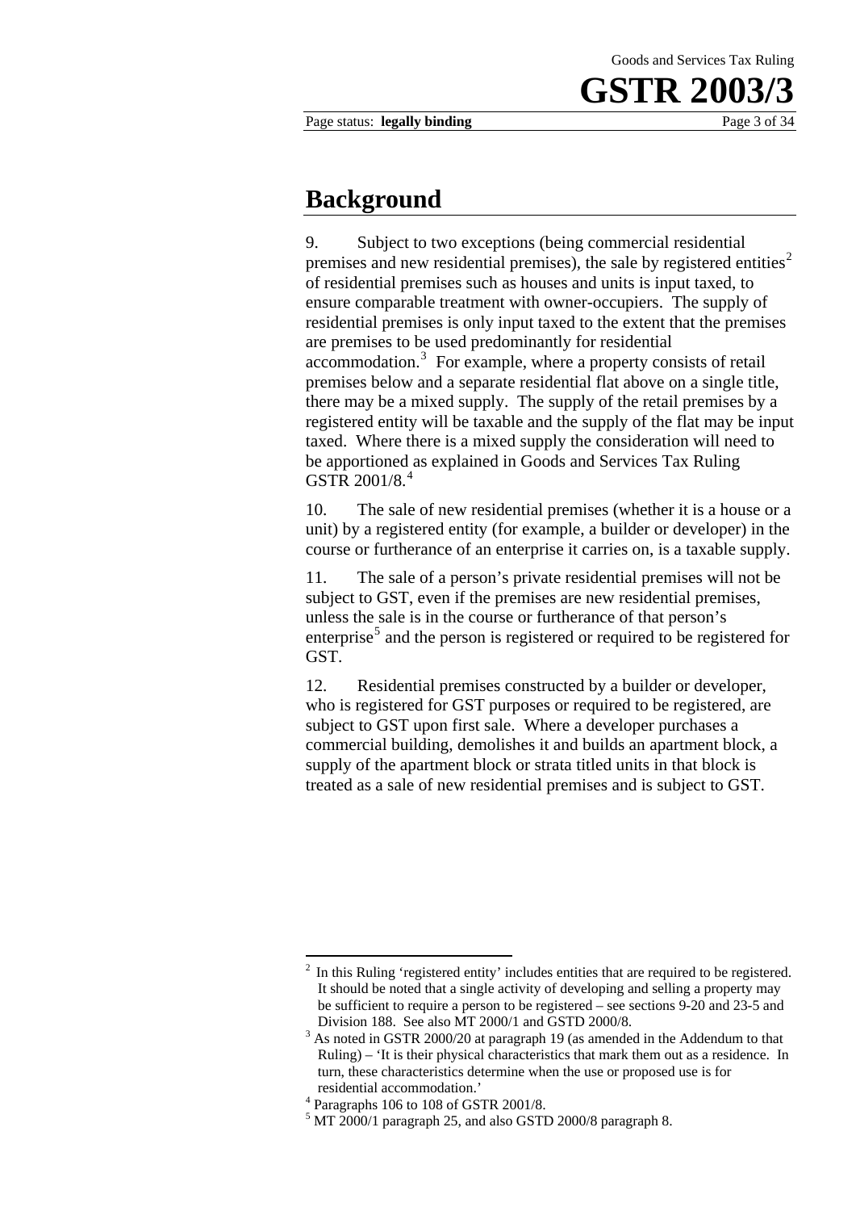## Background

9. Subject to two exceptions (being commercial residential premises and new residential premises), the sale by registered entities[2] of residential premises such as houses and units is input taxed, to ensure comparable treatment with owner-occupiers. The supply of residential premises is only input taxed to the extent that the premises are premises to be used predominantly for residential accommodation.[3] For example, where a property consists of retail premises below and a separate residential flat above on a single title, there may be a mixed supply. The supply of the retail premises by a registered entity will be taxable and the supply of the flat may be input taxed. Where there is a mixed supply the consideration will need to be apportioned as explained in Goods and Services Tax Ruling GSTR 2001/8.[4]

10. The sale of new residential premises (whether it is a house or a unit) by a registered entity (for example, a builder or developer) in the course or furtherance of an enterprise it carries on, is a taxable supply.

11. The sale of a person's private residential premises will not be subject to GST, even if the premises are new residential premises, unless the sale is in the course or furtherance of that person's enterprise[5] and the person is registered or required to be registered for GST.

12. Residential premises constructed by a builder or developer, who is registered for GST purposes or required to be registered, are subject to GST upon first sale. Where a developer purchases a commercial building, demolishes it and builds an apartment block, a supply of the apartment block or strata titled units in that block is treated as a sale of new residential premises and is subject to GST.

---

[2] In this Ruling 'registered entity' includes entities that are required to be registered. It should be noted that a single activity of developing and selling a property may be sufficient to require a person to be registered – see sections 9-20 and 23-5 and Division 188. See also MT 2000/1 and GSTD 2000/8.

[3] As noted in GSTR 2000/20 at paragraph 19 (as amended in the Addendum to that Ruling) – 'It is their physical characteristics that mark them out as a residence. In turn, these characteristics determine when the use or proposed use is for residential accommodation.'

[4] Paragraphs 106 to 108 of GSTR 2001/8.

[5] MT 2000/1 paragraph 25, and also GSTD 2000/8 paragraph 8.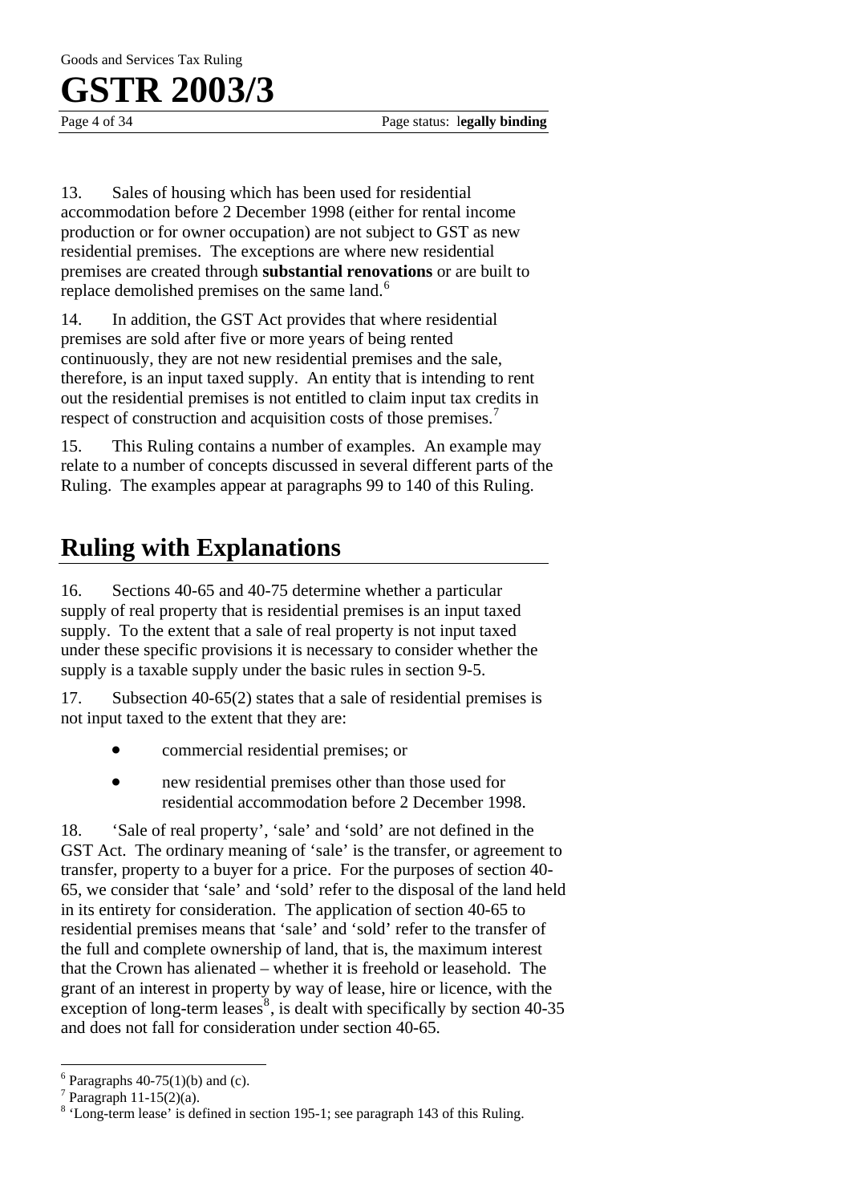13. Sales of housing which has been used for residential accommodation before 2 December 1998 (either for rental income production or for owner occupation) are not subject to GST as new residential premises. The exceptions are where new residential premises are created through **substantial renovations** or are built to replace demolished premises on the same land.[6]

14. In addition, the GST Act provides that where residential premises are sold after five or more years of being rented continuously, they are not new residential premises and the sale, therefore, is an input taxed supply. An entity that is intending to rent out the residential premises is not entitled to claim input tax credits in respect of construction and acquisition costs of those premises.[7]

15. This Ruling contains a number of examples. An example may relate to a number of concepts discussed in several different parts of the Ruling. The examples appear at paragraphs 99 to 140 of this Ruling.

# Ruling with Explanations

16. Sections 40-65 and 40-75 determine whether a particular supply of real property that is residential premises is an input taxed supply. To the extent that a sale of real property is not input taxed under these specific provisions it is necessary to consider whether the supply is a taxable supply under the basic rules in section 9-5.

17. Subsection 40-65(2) states that a sale of residential premises is not input taxed to the extent that they are:

- commercial residential premises; or
- new residential premises other than those used for residential accommodation before 2 December 1998.

18. 'Sale of real property', 'sale' and 'sold' are not defined in the GST Act. The ordinary meaning of 'sale' is the transfer, or agreement to transfer, property to a buyer for a price. For the purposes of section 40-65, we consider that 'sale' and 'sold' refer to the disposal of the land held in its entirety for consideration. The application of section 40-65 to residential premises means that 'sale' and 'sold' refer to the transfer of the full and complete ownership of land, that is, the maximum interest that the Crown has alienated – whether it is freehold or leasehold. The grant of an interest in property by way of lease, hire or licence, with the exception of long-term leases[8], is dealt with specifically by section 40-35 and does not fall for consideration under section 40-65.

[6] Paragraphs 40-75(1)(b) and (c).
[7] Paragraph 11-15(2)(a).
[8] 'Long-term lease' is defined in section 195-1; see paragraph 143 of this Ruling.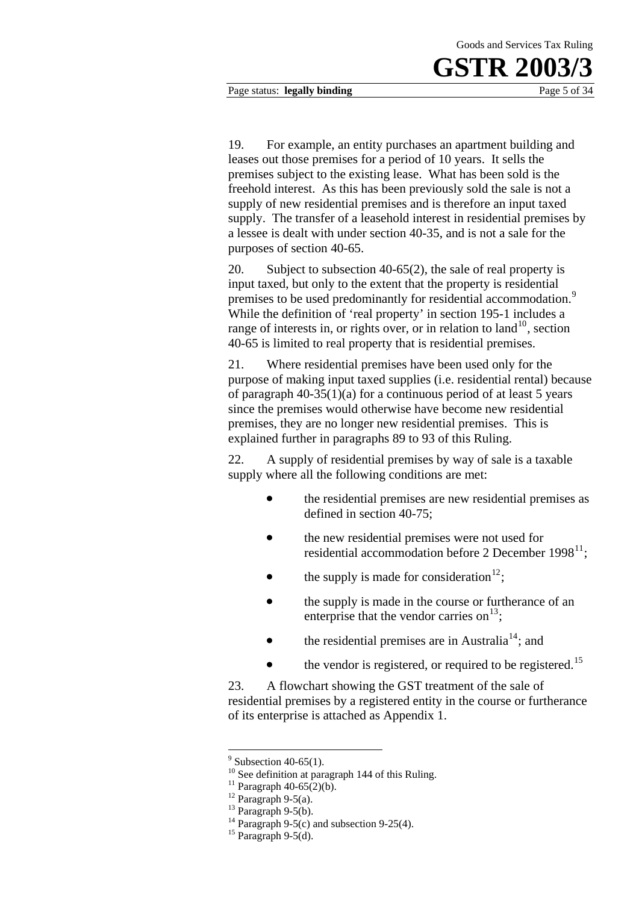19. For example, an entity purchases an apartment building and leases out those premises for a period of 10 years. It sells the premises subject to the existing lease. What has been sold is the freehold interest. As this has been previously sold the sale is not a supply of new residential premises and is therefore an input taxed supply. The transfer of a leasehold interest in residential premises by a lessee is dealt with under section 40-35, and is not a sale for the purposes of section 40-65.

20. Subject to subsection 40-65(2), the sale of real property is input taxed, but only to the extent that the property is residential premises to be used predominantly for residential accommodation.[9] While the definition of 'real property' in section 195-1 includes a range of interests in, or rights over, or in relation to land[10], section 40-65 is limited to real property that is residential premises.

21. Where residential premises have been used only for the purpose of making input taxed supplies (i.e. residential rental) because of paragraph 40-35(1)(a) for a continuous period of at least 5 years since the premises would otherwise have become new residential premises, they are no longer new residential premises. This is explained further in paragraphs 89 to 93 of this Ruling.

22. A supply of residential premises by way of sale is a taxable supply where all the following conditions are met:

- the residential premises are new residential premises as defined in section 40-75;
- the new residential premises were not used for residential accommodation before 2 December 1998[11];
- the supply is made for consideration[12];
- the supply is made in the course or furtherance of an enterprise that the vendor carries on[13];
- the residential premises are in Australia[14]; and
- the vendor is registered, or required to be registered.[15]

23. A flowchart showing the GST treatment of the sale of residential premises by a registered entity in the course or furtherance of its enterprise is attached as Appendix 1.

---

[9] Subsection 40-65(1).

[10] See definition at paragraph 144 of this Ruling.

[11] Paragraph 40-65(2)(b).

[12] Paragraph 9-5(a).

[13] Paragraph 9-5(b).

[14] Paragraph 9-5(c) and subsection 9-25(4).

[15] Paragraph 9-5(d).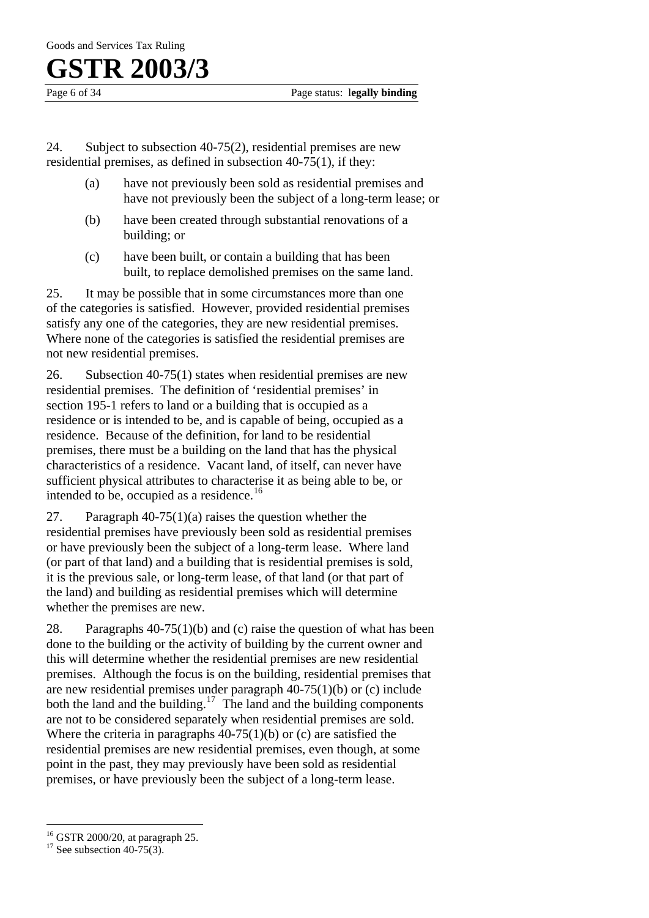24. Subject to subsection 40-75(2), residential premises are new residential premises, as defined in subsection 40-75(1), if they:

- (a) have not previously been sold as residential premises and have not previously been the subject of a long-term lease; or
- (b) have been created through substantial renovations of a building; or
- (c) have been built, or contain a building that has been built, to replace demolished premises on the same land.

25. It may be possible that in some circumstances more than one of the categories is satisfied. However, provided residential premises satisfy any one of the categories, they are new residential premises. Where none of the categories is satisfied the residential premises are not new residential premises.

26. Subsection 40-75(1) states when residential premises are new residential premises. The definition of 'residential premises' in section 195-1 refers to land or a building that is occupied as a residence or is intended to be, and is capable of being, occupied as a residence. Because of the definition, for land to be residential premises, there must be a building on the land that has the physical characteristics of a residence. Vacant land, of itself, can never have sufficient physical attributes to characterise it as being able to be, or intended to be, occupied as a residence.[16]

27. Paragraph 40-75(1)(a) raises the question whether the residential premises have previously been sold as residential premises or have previously been the subject of a long-term lease. Where land (or part of that land) and a building that is residential premises is sold, it is the previous sale, or long-term lease, of that land (or that part of the land) and building as residential premises which will determine whether the premises are new.

28. Paragraphs 40-75(1)(b) and (c) raise the question of what has been done to the building or the activity of building by the current owner and this will determine whether the residential premises are new residential premises. Although the focus is on the building, residential premises that are new residential premises under paragraph 40-75(1)(b) or (c) include both the land and the building.[17] The land and the building components are not to be considered separately when residential premises are sold. Where the criteria in paragraphs 40-75(1)(b) or (c) are satisfied the residential premises are new residential premises, even though, at some point in the past, they may previously have been sold as residential premises, or have previously been the subject of a long-term lease.

---

[16] GSTR 2000/20, at paragraph 25.

[17] See subsection 40-75(3).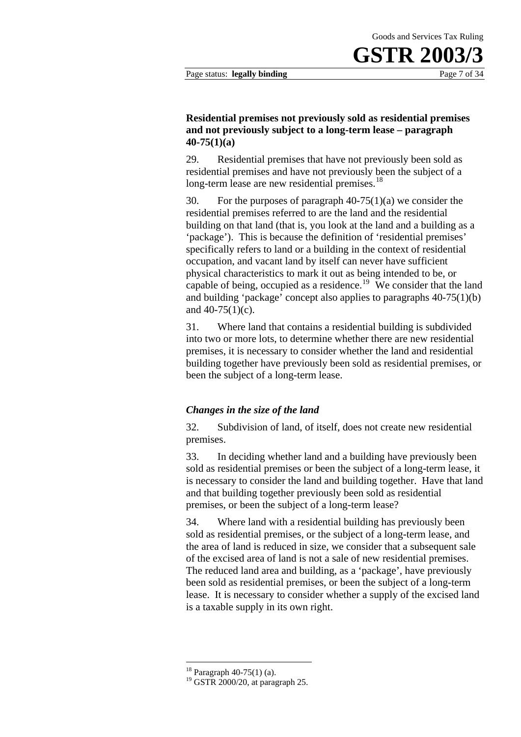### Residential premises not previously sold as residential premises and not previously subject to a long-term lease – paragraph 40-75(1)(a)

29. Residential premises that have not previously been sold as residential premises and have not previously been the subject of a long-term lease are new residential premises.[18]

30. For the purposes of paragraph 40-75(1)(a) we consider the residential premises referred to are the land and the residential building on that land (that is, you look at the land and a building as a 'package'). This is because the definition of 'residential premises' specifically refers to land or a building in the context of residential occupation, and vacant land by itself can never have sufficient physical characteristics to mark it out as being intended to be, or capable of being, occupied as a residence.[19] We consider that the land and building 'package' concept also applies to paragraphs 40-75(1)(b) and 40-75(1)(c).

31. Where land that contains a residential building is subdivided into two or more lots, to determine whether there are new residential premises, it is necessary to consider whether the land and residential building together have previously been sold as residential premises, or been the subject of a long-term lease.

#### *Changes in the size of the land*

32. Subdivision of land, of itself, does not create new residential premises.

33. In deciding whether land and a building have previously been sold as residential premises or been the subject of a long-term lease, it is necessary to consider the land and building together. Have that land and that building together previously been sold as residential premises, or been the subject of a long-term lease?

34. Where land with a residential building has previously been sold as residential premises, or the subject of a long-term lease, and the area of land is reduced in size, we consider that a subsequent sale of the excised area of land is not a sale of new residential premises. The reduced land area and building, as a 'package', have previously been sold as residential premises, or been the subject of a long-term lease. It is necessary to consider whether a supply of the excised land is a taxable supply in its own right.

---

[18] Paragraph 40-75(1) (a).

[19] GSTR 2000/20, at paragraph 25.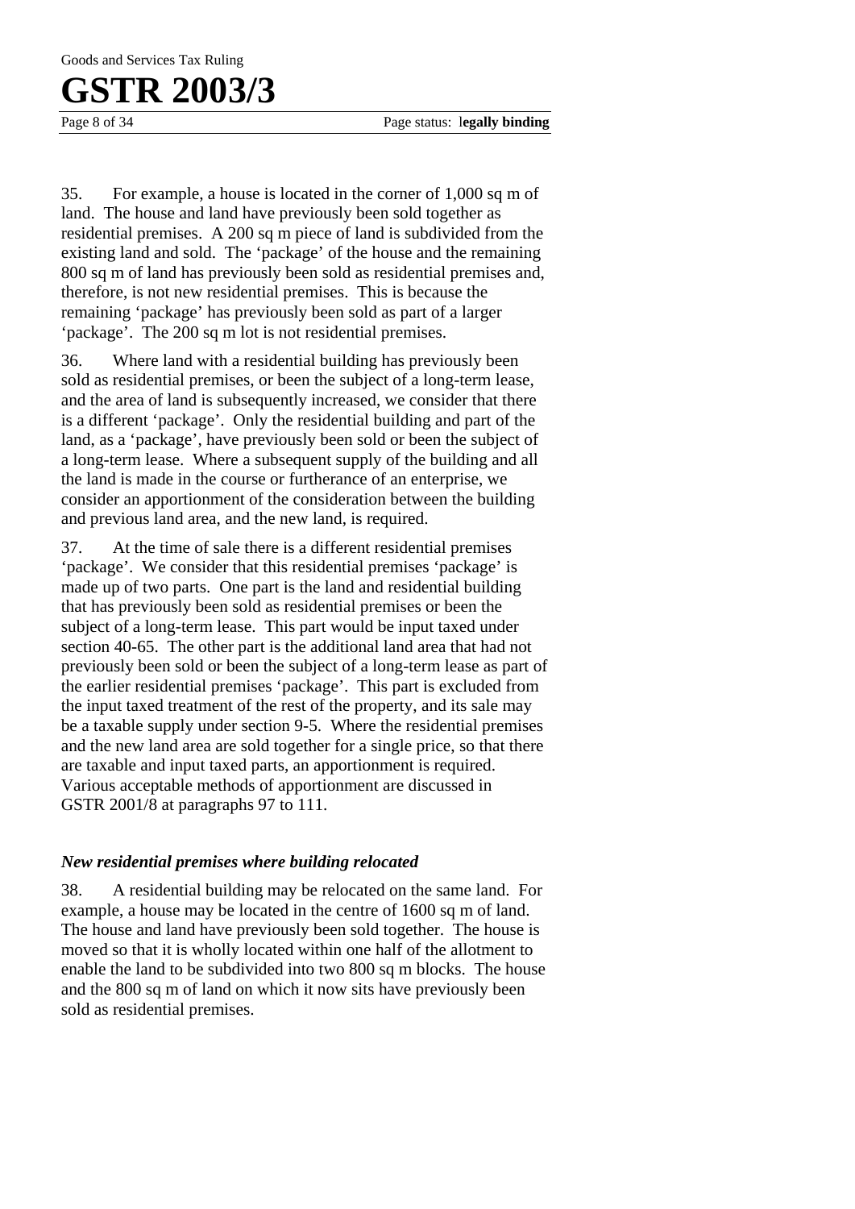35. For example, a house is located in the corner of 1,000 sq m of land. The house and land have previously been sold together as residential premises. A 200 sq m piece of land is subdivided from the existing land and sold. The 'package' of the house and the remaining 800 sq m of land has previously been sold as residential premises and, therefore, is not new residential premises. This is because the remaining 'package' has previously been sold as part of a larger 'package'. The 200 sq m lot is not residential premises.

36. Where land with a residential building has previously been sold as residential premises, or been the subject of a long-term lease, and the area of land is subsequently increased, we consider that there is a different 'package'. Only the residential building and part of the land, as a 'package', have previously been sold or been the subject of a long-term lease. Where a subsequent supply of the building and all the land is made in the course or furtherance of an enterprise, we consider an apportionment of the consideration between the building and previous land area, and the new land, is required.

37. At the time of sale there is a different residential premises 'package'. We consider that this residential premises 'package' is made up of two parts. One part is the land and residential building that has previously been sold as residential premises or been the subject of a long-term lease. This part would be input taxed under section 40-65. The other part is the additional land area that had not previously been sold or been the subject of a long-term lease as part of the earlier residential premises 'package'. This part is excluded from the input taxed treatment of the rest of the property, and its sale may be a taxable supply under section 9-5. Where the residential premises and the new land area are sold together for a single price, so that there are taxable and input taxed parts, an apportionment is required. Various acceptable methods of apportionment are discussed in GSTR 2001/8 at paragraphs 97 to 111.

### *New residential premises where building relocated*

38. A residential building may be relocated on the same land. For example, a house may be located in the centre of 1600 sq m of land. The house and land have previously been sold together. The house is moved so that it is wholly located within one half of the allotment to enable the land to be subdivided into two 800 sq m blocks. The house and the 800 sq m of land on which it now sits have previously been sold as residential premises.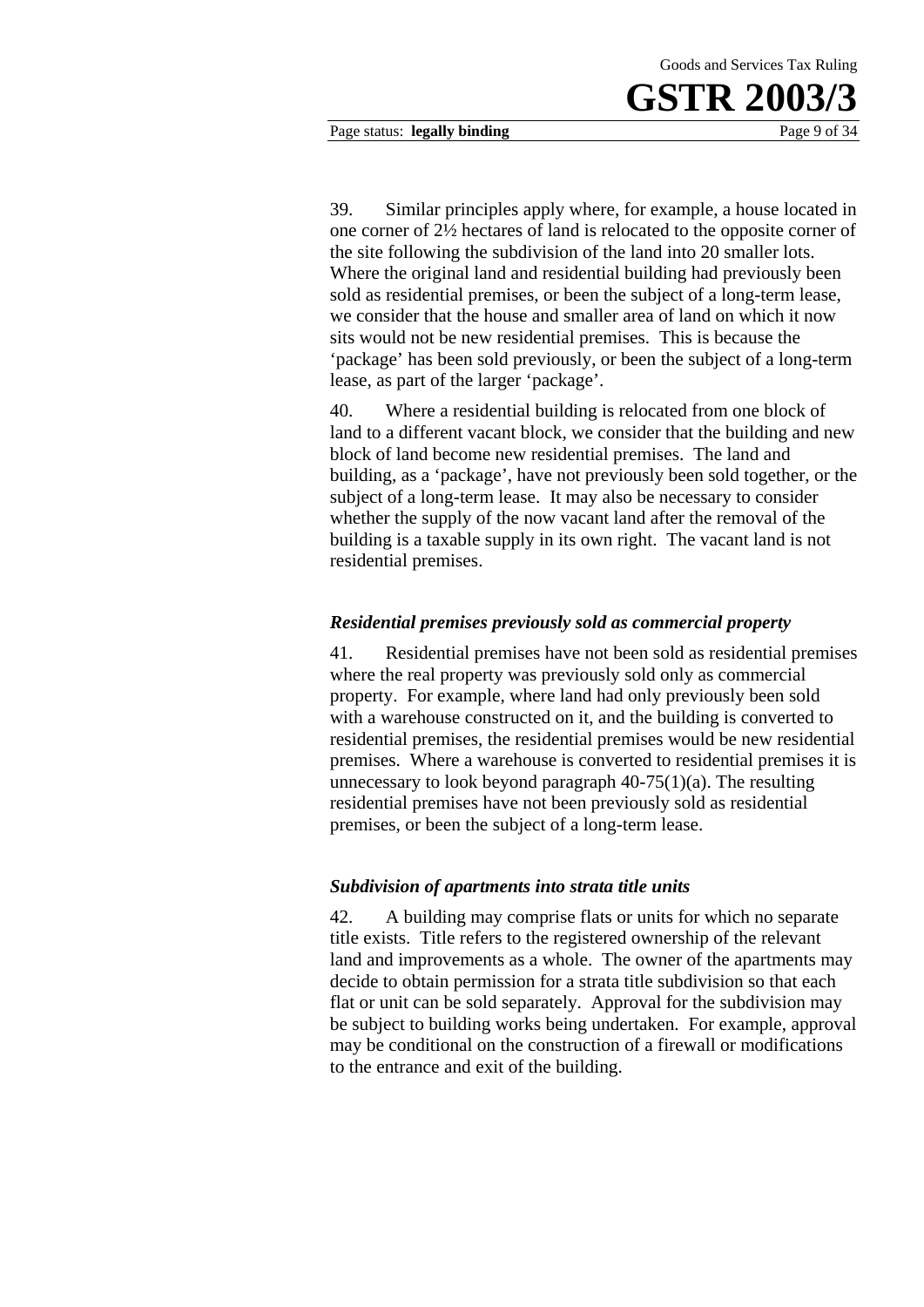39. Similar principles apply where, for example, a house located in one corner of 2½ hectares of land is relocated to the opposite corner of the site following the subdivision of the land into 20 smaller lots. Where the original land and residential building had previously been sold as residential premises, or been the subject of a long-term lease, we consider that the house and smaller area of land on which it now sits would not be new residential premises. This is because the 'package' has been sold previously, or been the subject of a long-term lease, as part of the larger 'package'.

40. Where a residential building is relocated from one block of land to a different vacant block, we consider that the building and new block of land become new residential premises. The land and building, as a 'package', have not previously been sold together, or the subject of a long-term lease. It may also be necessary to consider whether the supply of the now vacant land after the removal of the building is a taxable supply in its own right. The vacant land is not residential premises.

### *Residential premises previously sold as commercial property*

41. Residential premises have not been sold as residential premises where the real property was previously sold only as commercial property. For example, where land had only previously been sold with a warehouse constructed on it, and the building is converted to residential premises, the residential premises would be new residential premises. Where a warehouse is converted to residential premises it is unnecessary to look beyond paragraph 40-75(1)(a). The resulting residential premises have not been previously sold as residential premises, or been the subject of a long-term lease.

### *Subdivision of apartments into strata title units*

42. A building may comprise flats or units for which no separate title exists. Title refers to the registered ownership of the relevant land and improvements as a whole. The owner of the apartments may decide to obtain permission for a strata title subdivision so that each flat or unit can be sold separately. Approval for the subdivision may be subject to building works being undertaken. For example, approval may be conditional on the construction of a firewall or modifications to the entrance and exit of the building.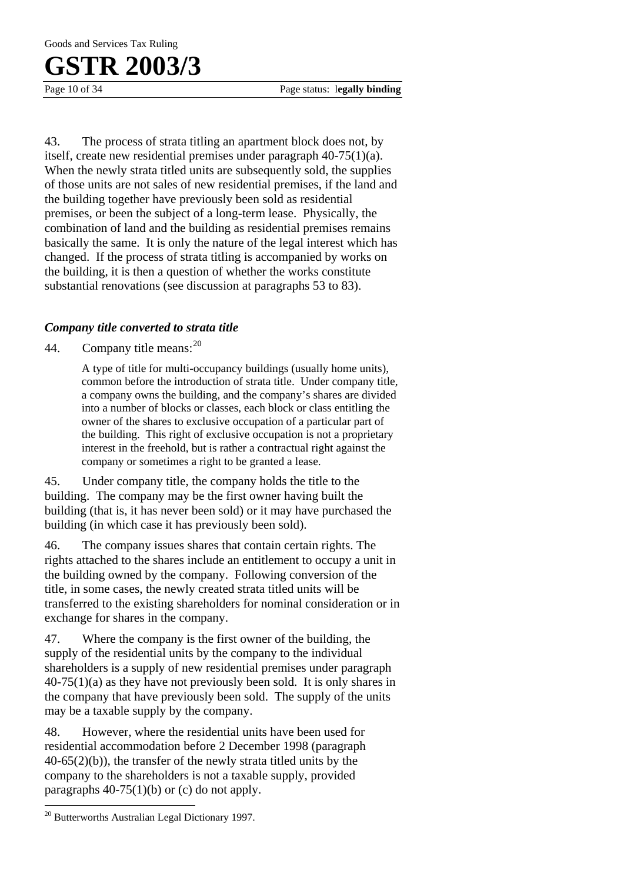43. The process of strata titling an apartment block does not, by itself, create new residential premises under paragraph 40-75(1)(a). When the newly strata titled units are subsequently sold, the supplies of those units are not sales of new residential premises, if the land and the building together have previously been sold as residential premises, or been the subject of a long-term lease. Physically, the combination of land and the building as residential premises remains basically the same. It is only the nature of the legal interest which has changed. If the process of strata titling is accompanied by works on the building, it is then a question of whether the works constitute substantial renovations (see discussion at paragraphs 53 to 83).

### *Company title converted to strata title*

44. Company title means:[20]

> A type of title for multi-occupancy buildings (usually home units), common before the introduction of strata title. Under company title, a company owns the building, and the company's shares are divided into a number of blocks or classes, each block or class entitling the owner of the shares to exclusive occupation of a particular part of the building. This right of exclusive occupation is not a proprietary interest in the freehold, but is rather a contractual right against the company or sometimes a right to be granted a lease.

45. Under company title, the company holds the title to the building. The company may be the first owner having built the building (that is, it has never been sold) or it may have purchased the building (in which case it has previously been sold).

46. The company issues shares that contain certain rights. The rights attached to the shares include an entitlement to occupy a unit in the building owned by the company. Following conversion of the title, in some cases, the newly created strata titled units will be transferred to the existing shareholders for nominal consideration or in exchange for shares in the company.

47. Where the company is the first owner of the building, the supply of the residential units by the company to the individual shareholders is a supply of new residential premises under paragraph 40-75(1)(a) as they have not previously been sold. It is only shares in the company that have previously been sold. The supply of the units may be a taxable supply by the company.

48. However, where the residential units have been used for residential accommodation before 2 December 1998 (paragraph 40-65(2)(b)), the transfer of the newly strata titled units by the company to the shareholders is not a taxable supply, provided paragraphs 40-75(1)(b) or (c) do not apply.

[20] Butterworths Australian Legal Dictionary 1997.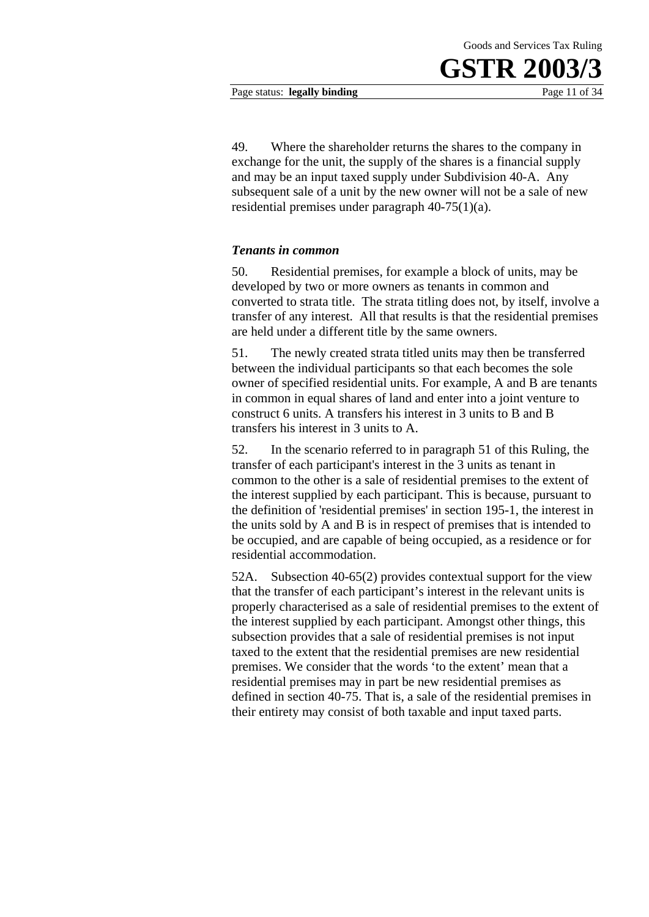49. Where the shareholder returns the shares to the company in exchange for the unit, the supply of the shares is a financial supply and may be an input taxed supply under Subdivision 40-A. Any subsequent sale of a unit by the new owner will not be a sale of new residential premises under paragraph 40-75(1)(a).

### *Tenants in common*

50. Residential premises, for example a block of units, may be developed by two or more owners as tenants in common and converted to strata title. The strata titling does not, by itself, involve a transfer of any interest. All that results is that the residential premises are held under a different title by the same owners.

51. The newly created strata titled units may then be transferred between the individual participants so that each becomes the sole owner of specified residential units. For example, A and B are tenants in common in equal shares of land and enter into a joint venture to construct 6 units. A transfers his interest in 3 units to B and B transfers his interest in 3 units to A.

52. In the scenario referred to in paragraph 51 of this Ruling, the transfer of each participant's interest in the 3 units as tenant in common to the other is a sale of residential premises to the extent of the interest supplied by each participant. This is because, pursuant to the definition of 'residential premises' in section 195-1, the interest in the units sold by A and B is in respect of premises that is intended to be occupied, and are capable of being occupied, as a residence or for residential accommodation.

52A. Subsection 40-65(2) provides contextual support for the view that the transfer of each participant's interest in the relevant units is properly characterised as a sale of residential premises to the extent of the interest supplied by each participant. Amongst other things, this subsection provides that a sale of residential premises is not input taxed to the extent that the residential premises are new residential premises. We consider that the words 'to the extent' mean that a residential premises may in part be new residential premises as defined in section 40-75. That is, a sale of the residential premises in their entirety may consist of both taxable and input taxed parts.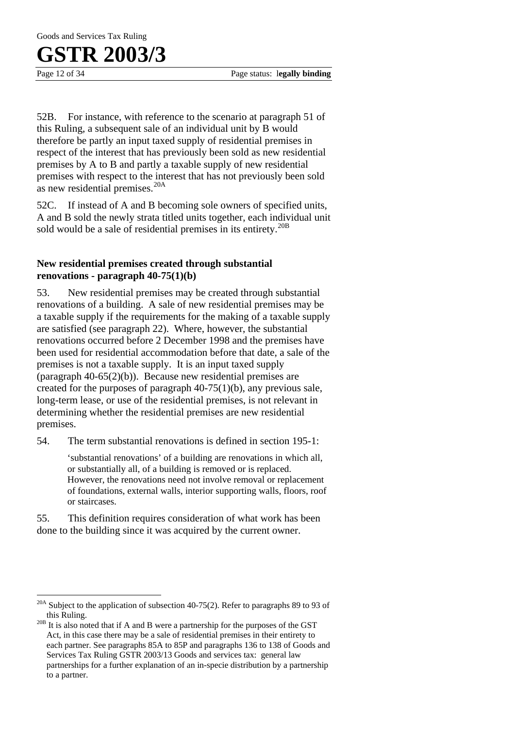52B. For instance, with reference to the scenario at paragraph 51 of this Ruling, a subsequent sale of an individual unit by B would therefore be partly an input taxed supply of residential premises in respect of the interest that has previously been sold as new residential premises by A to B and partly a taxable supply of new residential premises with respect to the interest that has not previously been sold as new residential premises.[20A]

52C. If instead of A and B becoming sole owners of specified units, A and B sold the newly strata titled units together, each individual unit sold would be a sale of residential premises in its entirety.[20B]

### New residential premises created through substantial renovations - paragraph 40-75(1)(b)

53. New residential premises may be created through substantial renovations of a building. A sale of new residential premises may be a taxable supply if the requirements for the making of a taxable supply are satisfied (see paragraph 22). Where, however, the substantial renovations occurred before 2 December 1998 and the premises have been used for residential accommodation before that date, a sale of the premises is not a taxable supply. It is an input taxed supply (paragraph 40-65(2)(b)). Because new residential premises are created for the purposes of paragraph 40-75(1)(b), any previous sale, long-term lease, or use of the residential premises, is not relevant in determining whether the residential premises are new residential premises.

54. The term substantial renovations is defined in section 195-1:

> 'substantial renovations' of a building are renovations in which all, or substantially all, of a building is removed or is replaced. However, the renovations need not involve removal or replacement of foundations, external walls, interior supporting walls, floors, roof or staircases.

55. This definition requires consideration of what work has been done to the building since it was acquired by the current owner.

---

[20A] Subject to the application of subsection 40-75(2). Refer to paragraphs 89 to 93 of this Ruling.

[20B] It is also noted that if A and B were a partnership for the purposes of the GST Act, in this case there may be a sale of residential premises in their entirety to each partner. See paragraphs 85A to 85P and paragraphs 136 to 138 of Goods and Services Tax Ruling GSTR 2003/13 Goods and services tax: general law partnerships for a further explanation of an in-specie distribution by a partnership to a partner.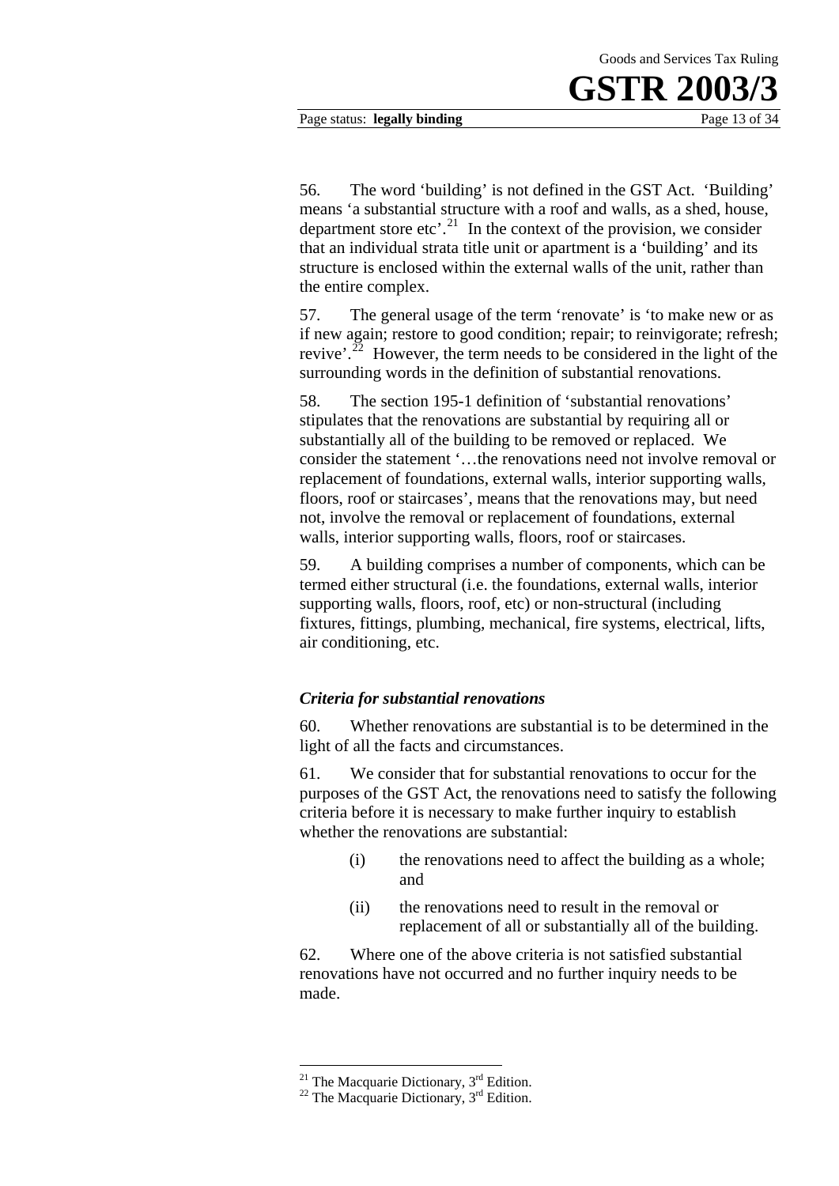56. The word 'building' is not defined in the GST Act. 'Building' means 'a substantial structure with a roof and walls, as a shed, house, department store etc'.[21] In the context of the provision, we consider that an individual strata title unit or apartment is a 'building' and its structure is enclosed within the external walls of the unit, rather than the entire complex.

57. The general usage of the term 'renovate' is 'to make new or as if new again; restore to good condition; repair; to reinvigorate; refresh; revive'.[22] However, the term needs to be considered in the light of the surrounding words in the definition of substantial renovations.

58. The section 195-1 definition of 'substantial renovations' stipulates that the renovations are substantial by requiring all or substantially all of the building to be removed or replaced. We consider the statement '…the renovations need not involve removal or replacement of foundations, external walls, interior supporting walls, floors, roof or staircases', means that the renovations may, but need not, involve the removal or replacement of foundations, external walls, interior supporting walls, floors, roof or staircases.

59. A building comprises a number of components, which can be termed either structural (i.e. the foundations, external walls, interior supporting walls, floors, roof, etc) or non-structural (including fixtures, fittings, plumbing, mechanical, fire systems, electrical, lifts, air conditioning, etc.

### *Criteria for substantial renovations*

60. Whether renovations are substantial is to be determined in the light of all the facts and circumstances.

61. We consider that for substantial renovations to occur for the purposes of the GST Act, the renovations need to satisfy the following criteria before it is necessary to make further inquiry to establish whether the renovations are substantial:

- (i) the renovations need to affect the building as a whole; and
- (ii) the renovations need to result in the removal or replacement of all or substantially all of the building.

62. Where one of the above criteria is not satisfied substantial renovations have not occurred and no further inquiry needs to be made.

---

[21] The Macquarie Dictionary, 3rd Edition.

[22] The Macquarie Dictionary, 3rd Edition.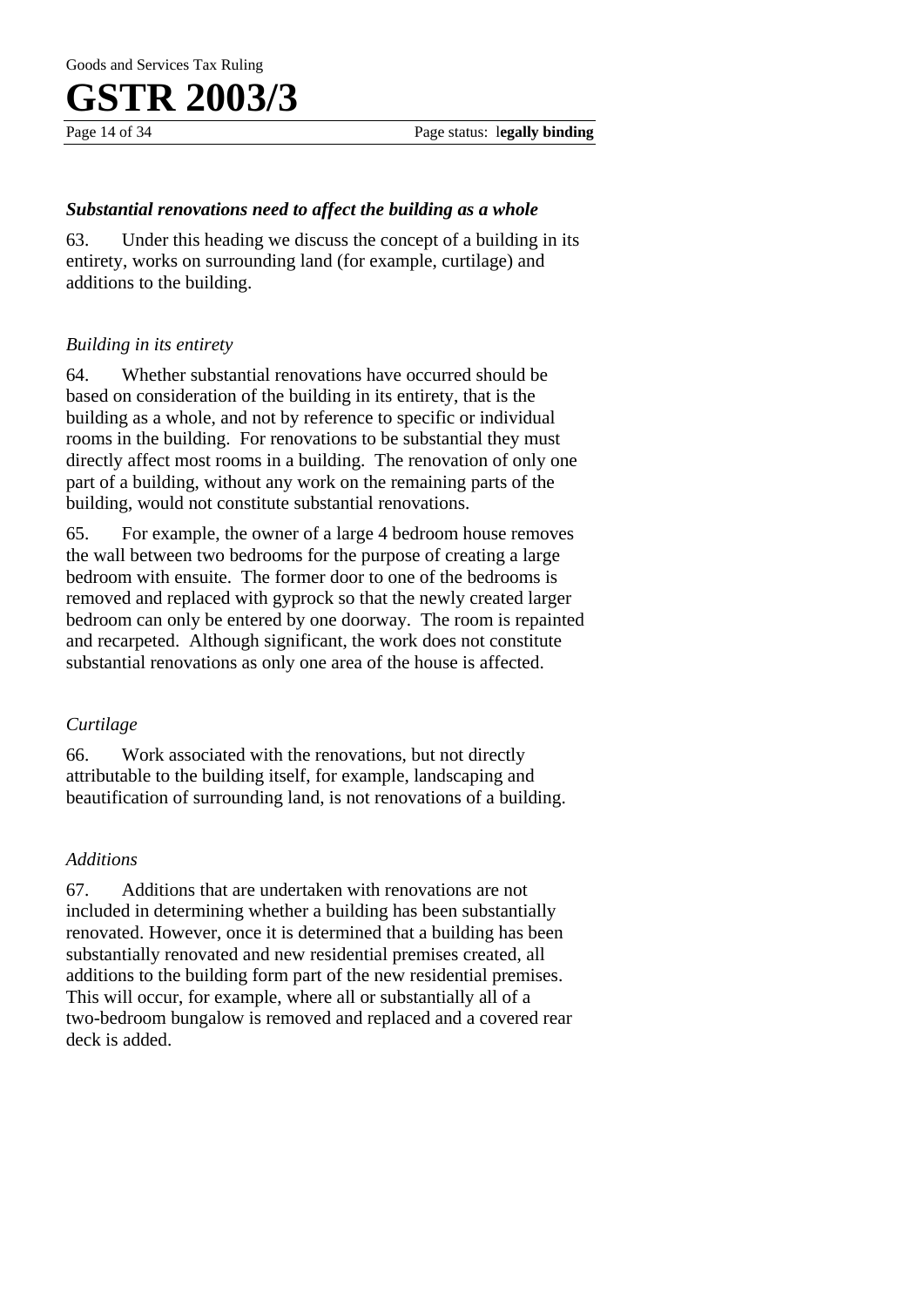### ***Substantial renovations need to affect the building as a whole***

63. Under this heading we discuss the concept of a building in its entirety, works on surrounding land (for example, curtilage) and additions to the building.

#### *Building in its entirety*

64. Whether substantial renovations have occurred should be based on consideration of the building in its entirety, that is the building as a whole, and not by reference to specific or individual rooms in the building. For renovations to be substantial they must directly affect most rooms in a building. The renovation of only one part of a building, without any work on the remaining parts of the building, would not constitute substantial renovations.

65. For example, the owner of a large 4 bedroom house removes the wall between two bedrooms for the purpose of creating a large bedroom with ensuite. The former door to one of the bedrooms is removed and replaced with gyprock so that the newly created larger bedroom can only be entered by one doorway. The room is repainted and recarpeted. Although significant, the work does not constitute substantial renovations as only one area of the house is affected.

#### *Curtilage*

66. Work associated with the renovations, but not directly attributable to the building itself, for example, landscaping and beautification of surrounding land, is not renovations of a building.

#### *Additions*

67. Additions that are undertaken with renovations are not included in determining whether a building has been substantially renovated. However, once it is determined that a building has been substantially renovated and new residential premises created, all additions to the building form part of the new residential premises. This will occur, for example, where all or substantially all of a two-bedroom bungalow is removed and replaced and a covered rear deck is added.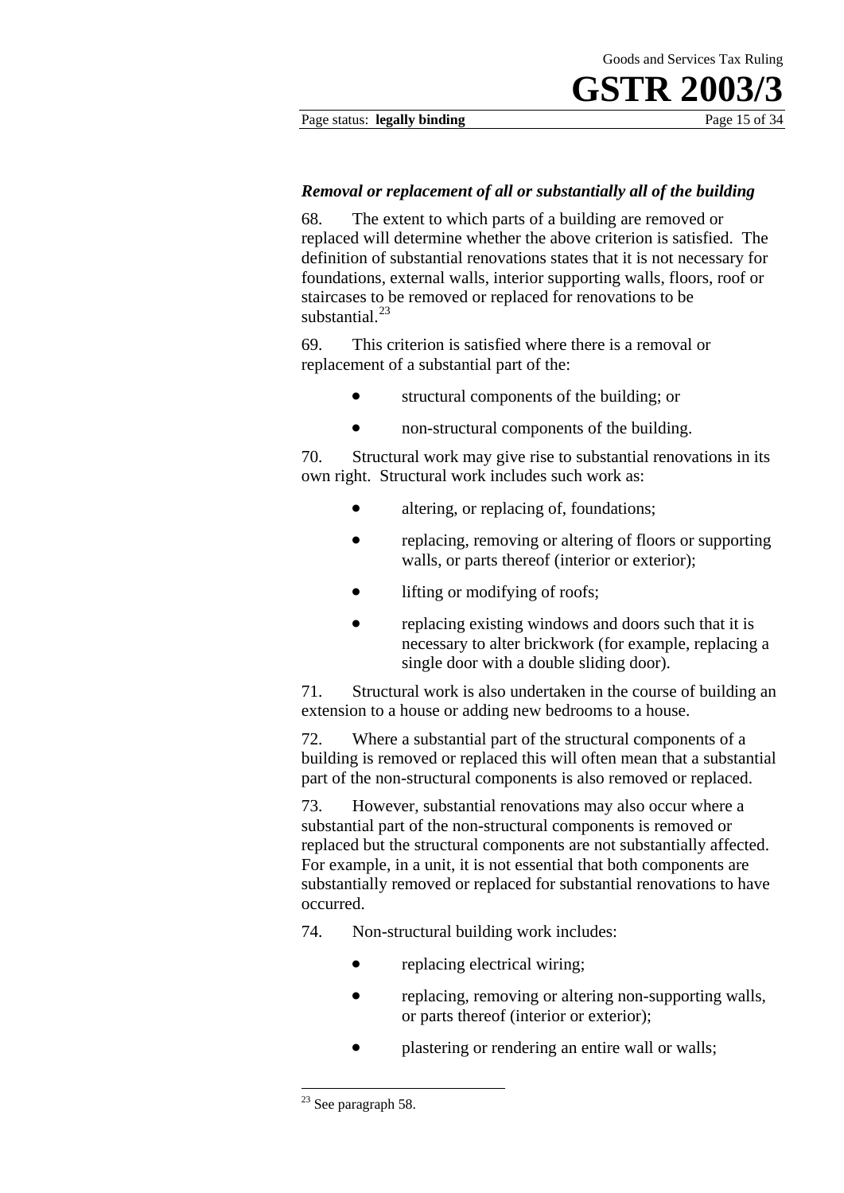### *Removal or replacement of all or substantially all of the building*

68. The extent to which parts of a building are removed or replaced will determine whether the above criterion is satisfied. The definition of substantial renovations states that it is not necessary for foundations, external walls, interior supporting walls, floors, roof or staircases to be removed or replaced for renovations to be substantial.[23]

69. This criterion is satisfied where there is a removal or replacement of a substantial part of the:

- structural components of the building; or
- non-structural components of the building.

70. Structural work may give rise to substantial renovations in its own right. Structural work includes such work as:

- altering, or replacing of, foundations;
- replacing, removing or altering of floors or supporting walls, or parts thereof (interior or exterior);
- lifting or modifying of roofs;
- replacing existing windows and doors such that it is necessary to alter brickwork (for example, replacing a single door with a double sliding door).

71. Structural work is also undertaken in the course of building an extension to a house or adding new bedrooms to a house.

72. Where a substantial part of the structural components of a building is removed or replaced this will often mean that a substantial part of the non-structural components is also removed or replaced.

73. However, substantial renovations may also occur where a substantial part of the non-structural components is removed or replaced but the structural components are not substantially affected. For example, in a unit, it is not essential that both components are substantially removed or replaced for substantial renovations to have occurred.

74. Non-structural building work includes:

- replacing electrical wiring;
- replacing, removing or altering non-supporting walls, or parts thereof (interior or exterior);
- plastering or rendering an entire wall or walls;

---

[23] See paragraph 58.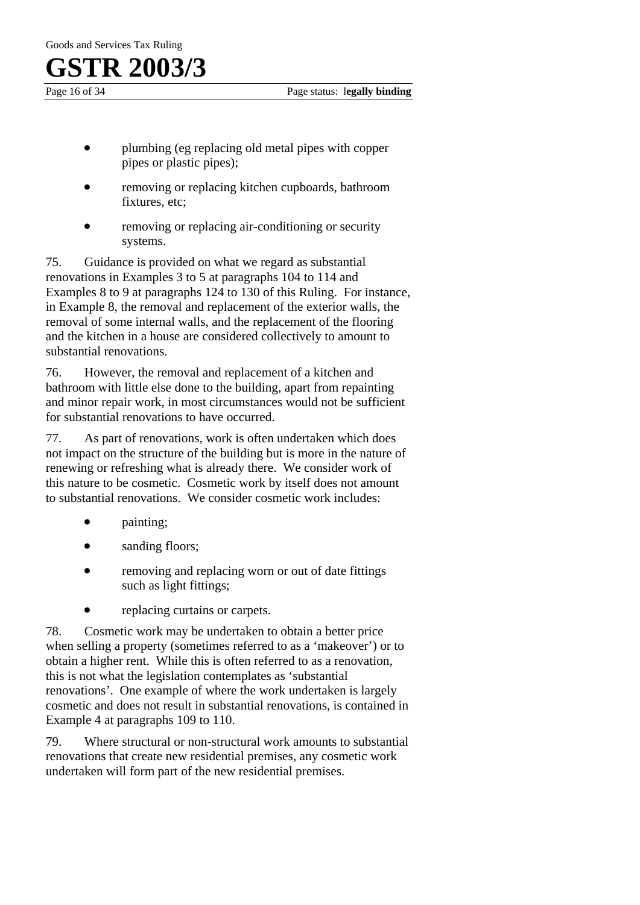- plumbing (eg replacing old metal pipes with copper pipes or plastic pipes);
- removing or replacing kitchen cupboards, bathroom fixtures, etc;
- removing or replacing air-conditioning or security systems.

75. Guidance is provided on what we regard as substantial renovations in Examples 3 to 5 at paragraphs 104 to 114 and Examples 8 to 9 at paragraphs 124 to 130 of this Ruling. For instance, in Example 8, the removal and replacement of the exterior walls, the removal of some internal walls, and the replacement of the flooring and the kitchen in a house are considered collectively to amount to substantial renovations.

76. However, the removal and replacement of a kitchen and bathroom with little else done to the building, apart from repainting and minor repair work, in most circumstances would not be sufficient for substantial renovations to have occurred.

77. As part of renovations, work is often undertaken which does not impact on the structure of the building but is more in the nature of renewing or refreshing what is already there. We consider work of this nature to be cosmetic. Cosmetic work by itself does not amount to substantial renovations. We consider cosmetic work includes:

- painting;
- sanding floors;
- removing and replacing worn or out of date fittings such as light fittings;
- replacing curtains or carpets.

78. Cosmetic work may be undertaken to obtain a better price when selling a property (sometimes referred to as a 'makeover') or to obtain a higher rent. While this is often referred to as a renovation, this is not what the legislation contemplates as 'substantial renovations'. One example of where the work undertaken is largely cosmetic and does not result in substantial renovations, is contained in Example 4 at paragraphs 109 to 110.

79. Where structural or non-structural work amounts to substantial renovations that create new residential premises, any cosmetic work undertaken will form part of the new residential premises.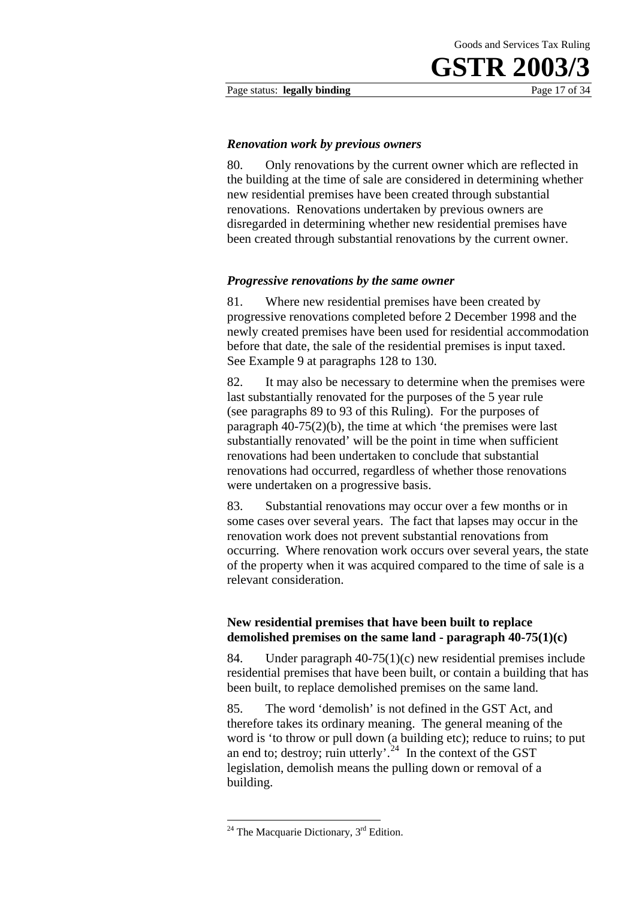### *Renovation work by previous owners*

80. Only renovations by the current owner which are reflected in the building at the time of sale are considered in determining whether new residential premises have been created through substantial renovations. Renovations undertaken by previous owners are disregarded in determining whether new residential premises have been created through substantial renovations by the current owner.

### *Progressive renovations by the same owner*

81. Where new residential premises have been created by progressive renovations completed before 2 December 1998 and the newly created premises have been used for residential accommodation before that date, the sale of the residential premises is input taxed. See Example 9 at paragraphs 128 to 130.

82. It may also be necessary to determine when the premises were last substantially renovated for the purposes of the 5 year rule (see paragraphs 89 to 93 of this Ruling). For the purposes of paragraph 40-75(2)(b), the time at which 'the premises were last substantially renovated' will be the point in time when sufficient renovations had been undertaken to conclude that substantial renovations had occurred, regardless of whether those renovations were undertaken on a progressive basis.

83. Substantial renovations may occur over a few months or in some cases over several years. The fact that lapses may occur in the renovation work does not prevent substantial renovations from occurring. Where renovation work occurs over several years, the state of the property when it was acquired compared to the time of sale is a relevant consideration.

### **New residential premises that have been built to replace demolished premises on the same land - paragraph 40-75(1)(c)**

84. Under paragraph 40-75(1)(c) new residential premises include residential premises that have been built, or contain a building that has been built, to replace demolished premises on the same land.

85. The word 'demolish' is not defined in the GST Act, and therefore takes its ordinary meaning. The general meaning of the word is 'to throw or pull down (a building etc); reduce to ruins; to put an end to; destroy; ruin utterly'.[24] In the context of the GST legislation, demolish means the pulling down or removal of a building.

---

[24] The Macquarie Dictionary, 3rd Edition.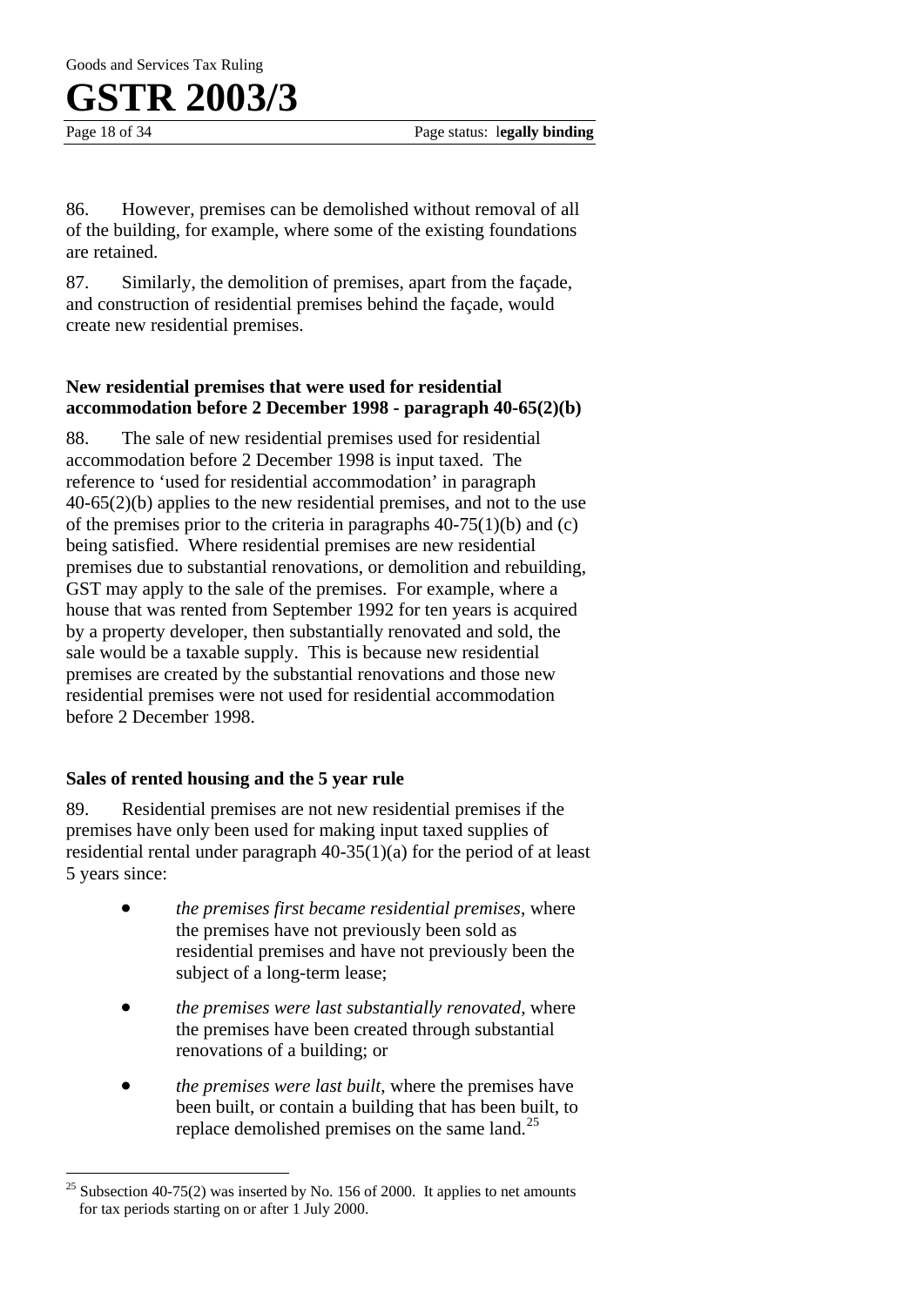86. However, premises can be demolished without removal of all of the building, for example, where some of the existing foundations are retained.

87. Similarly, the demolition of premises, apart from the façade, and construction of residential premises behind the façade, would create new residential premises.

### New residential premises that were used for residential accommodation before 2 December 1998 - paragraph 40-65(2)(b)

88. The sale of new residential premises used for residential accommodation before 2 December 1998 is input taxed. The reference to 'used for residential accommodation' in paragraph 40-65(2)(b) applies to the new residential premises, and not to the use of the premises prior to the criteria in paragraphs 40-75(1)(b) and (c) being satisfied. Where residential premises are new residential premises due to substantial renovations, or demolition and rebuilding, GST may apply to the sale of the premises. For example, where a house that was rented from September 1992 for ten years is acquired by a property developer, then substantially renovated and sold, the sale would be a taxable supply. This is because new residential premises are created by the substantial renovations and those new residential premises were not used for residential accommodation before 2 December 1998.

### Sales of rented housing and the 5 year rule

89. Residential premises are not new residential premises if the premises have only been used for making input taxed supplies of residential rental under paragraph 40-35(1)(a) for the period of at least 5 years since:

- *the premises first became residential premises*, where the premises have not previously been sold as residential premises and have not previously been the subject of a long-term lease;
- *the premises were last substantially renovated*, where the premises have been created through substantial renovations of a building; or
- *the premises were last built*, where the premises have been built, or contain a building that has been built, to replace demolished premises on the same land.[25]

[25] Subsection 40-75(2) was inserted by No. 156 of 2000. It applies to net amounts for tax periods starting on or after 1 July 2000.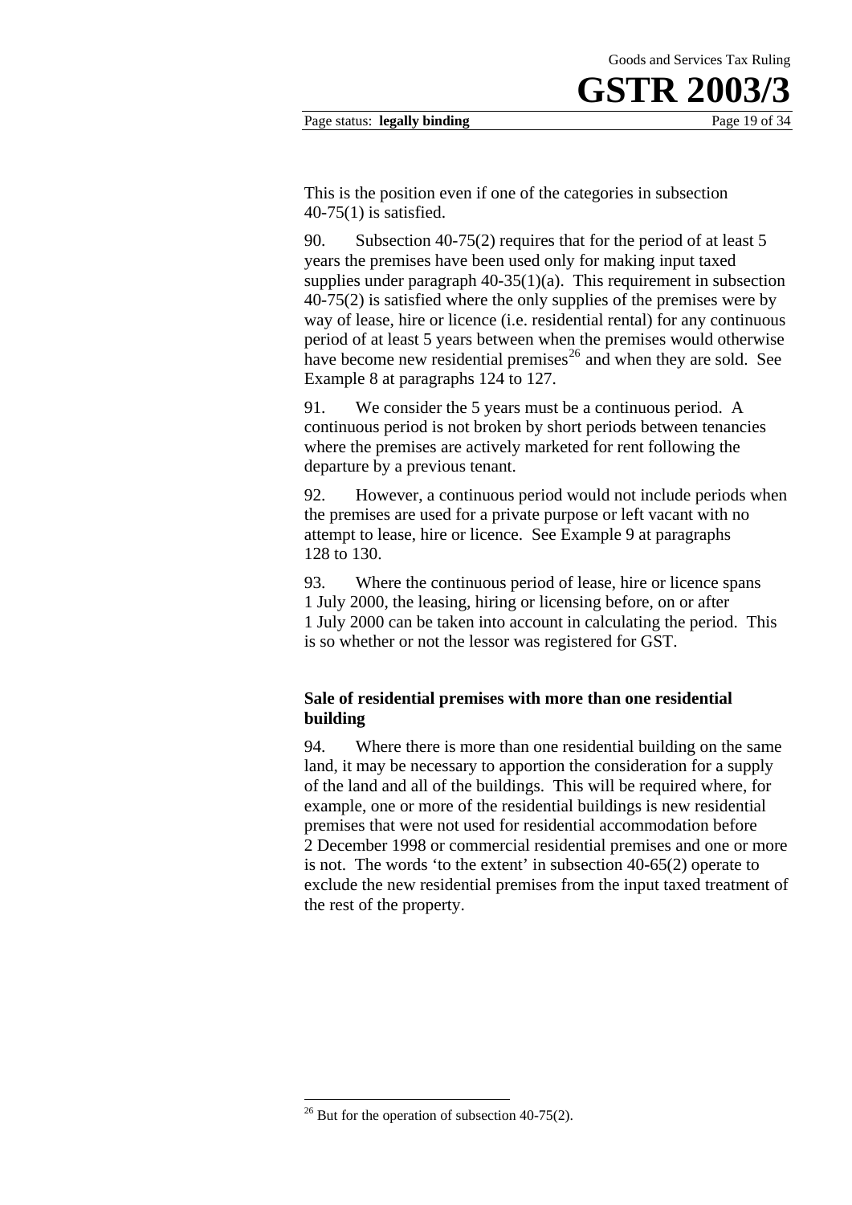This is the position even if one of the categories in subsection 40-75(1) is satisfied.

90. Subsection 40-75(2) requires that for the period of at least 5 years the premises have been used only for making input taxed supplies under paragraph 40-35(1)(a). This requirement in subsection 40-75(2) is satisfied where the only supplies of the premises were by way of lease, hire or licence (i.e. residential rental) for any continuous period of at least 5 years between when the premises would otherwise have become new residential premises[26] and when they are sold. See Example 8 at paragraphs 124 to 127.

91. We consider the 5 years must be a continuous period. A continuous period is not broken by short periods between tenancies where the premises are actively marketed for rent following the departure by a previous tenant.

92. However, a continuous period would not include periods when the premises are used for a private purpose or left vacant with no attempt to lease, hire or licence. See Example 9 at paragraphs 128 to 130.

93. Where the continuous period of lease, hire or licence spans 1 July 2000, the leasing, hiring or licensing before, on or after 1 July 2000 can be taken into account in calculating the period. This is so whether or not the lessor was registered for GST.

### Sale of residential premises with more than one residential building

94. Where there is more than one residential building on the same land, it may be necessary to apportion the consideration for a supply of the land and all of the buildings. This will be required where, for example, one or more of the residential buildings is new residential premises that were not used for residential accommodation before 2 December 1998 or commercial residential premises and one or more is not. The words 'to the extent' in subsection 40-65(2) operate to exclude the new residential premises from the input taxed treatment of the rest of the property.

---

[26] But for the operation of subsection 40-75(2).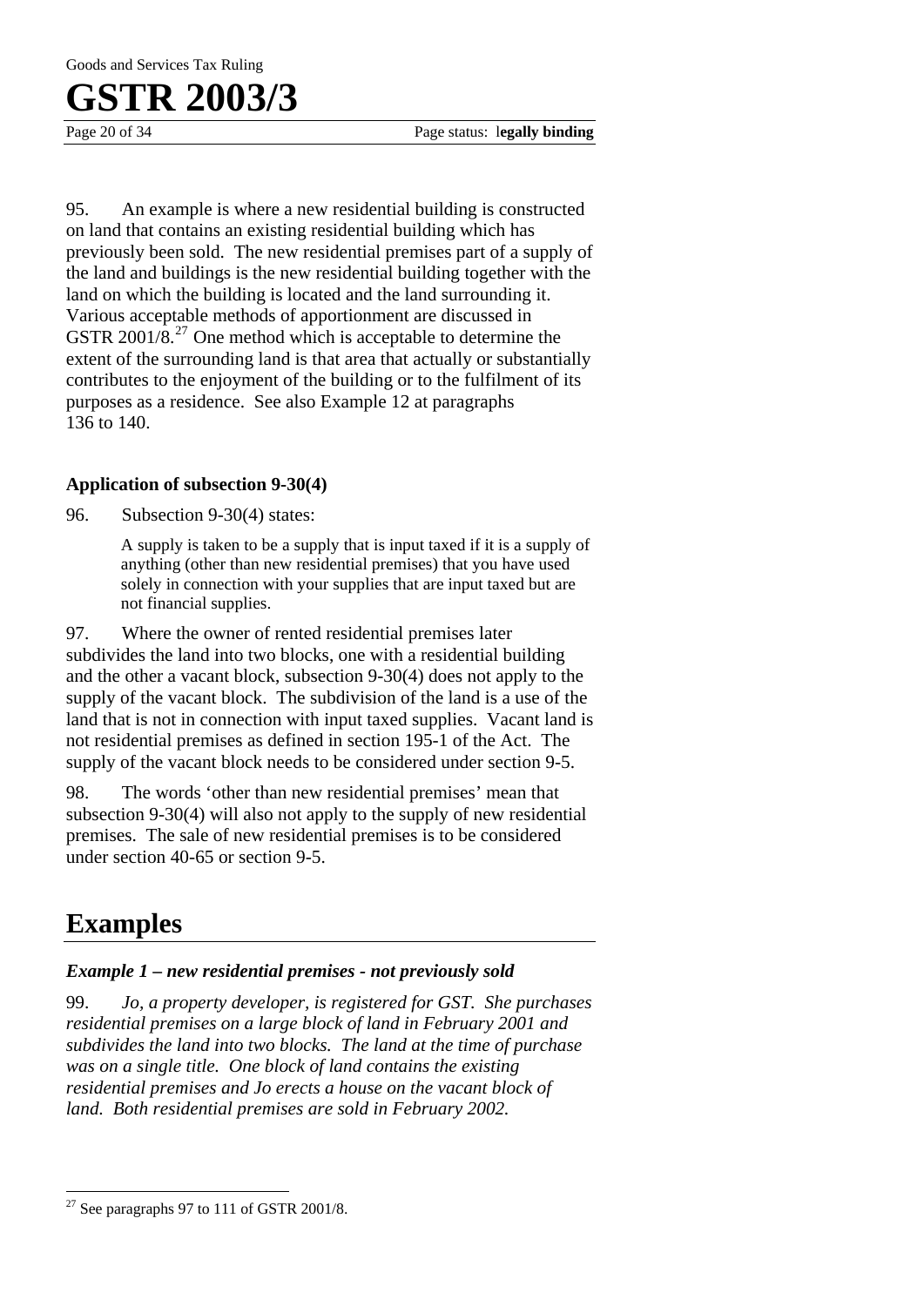95. An example is where a new residential building is constructed on land that contains an existing residential building which has previously been sold. The new residential premises part of a supply of the land and buildings is the new residential building together with the land on which the building is located and the land surrounding it. Various acceptable methods of apportionment are discussed in GSTR 2001/8.[27] One method which is acceptable to determine the extent of the surrounding land is that area that actually or substantially contributes to the enjoyment of the building or to the fulfilment of its purposes as a residence. See also Example 12 at paragraphs 136 to 140.

### Application of subsection 9-30(4)

96. Subsection 9-30(4) states:

> A supply is taken to be a supply that is input taxed if it is a supply of anything (other than new residential premises) that you have used solely in connection with your supplies that are input taxed but are not financial supplies.

97. Where the owner of rented residential premises later subdivides the land into two blocks, one with a residential building and the other a vacant block, subsection 9-30(4) does not apply to the supply of the vacant block. The subdivision of the land is a use of the land that is not in connection with input taxed supplies. Vacant land is not residential premises as defined in section 195-1 of the Act. The supply of the vacant block needs to be considered under section 9-5.

98. The words 'other than new residential premises' mean that subsection 9-30(4) will also not apply to the supply of new residential premises. The sale of new residential premises is to be considered under section 40-65 or section 9-5.

## Examples

### *Example 1 – new residential premises - not previously sold*

99. *Jo, a property developer, is registered for GST. She purchases residential premises on a large block of land in February 2001 and subdivides the land into two blocks. The land at the time of purchase was on a single title. One block of land contains the existing residential premises and Jo erects a house on the vacant block of land. Both residential premises are sold in February 2002.*

---

[27] See paragraphs 97 to 111 of GSTR 2001/8.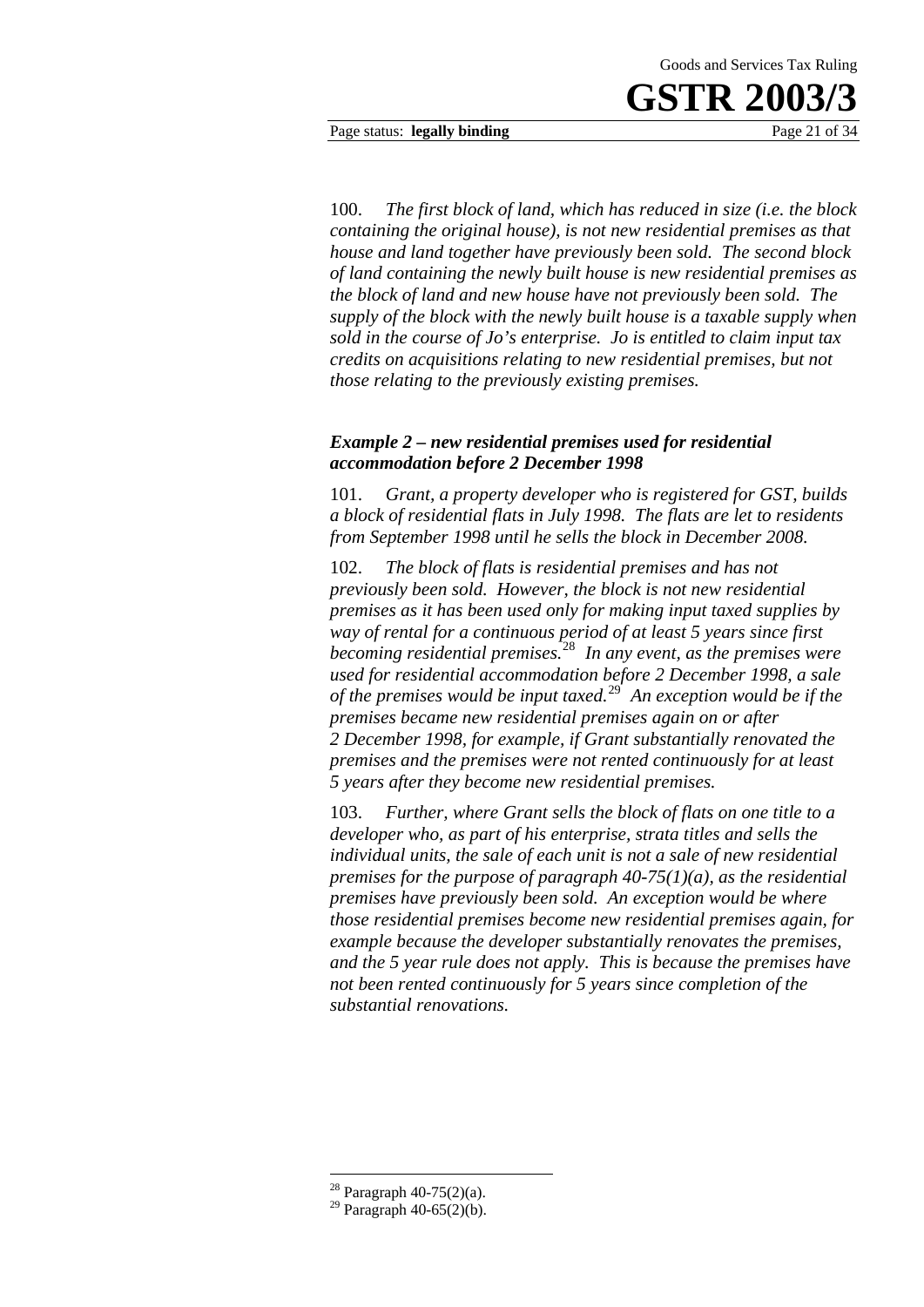100. *The first block of land, which has reduced in size (i.e. the block containing the original house), is not new residential premises as that house and land together have previously been sold. The second block of land containing the newly built house is new residential premises as the block of land and new house have not previously been sold. The supply of the block with the newly built house is a taxable supply when sold in the course of Jo's enterprise. Jo is entitled to claim input tax credits on acquisitions relating to new residential premises, but not those relating to the previously existing premises.*

### *Example 2 – new residential premises used for residential accommodation before 2 December 1998*

101. *Grant, a property developer who is registered for GST, builds a block of residential flats in July 1998. The flats are let to residents from September 1998 until he sells the block in December 2008.*

102. *The block of flats is residential premises and has not previously been sold. However, the block is not new residential premises as it has been used only for making input taxed supplies by way of rental for a continuous period of at least 5 years since first becoming residential premises.*[28] *In any event, as the premises were used for residential accommodation before 2 December 1998, a sale of the premises would be input taxed.*[29] *An exception would be if the premises became new residential premises again on or after 2 December 1998, for example, if Grant substantially renovated the premises and the premises were not rented continuously for at least 5 years after they become new residential premises.*

103. *Further, where Grant sells the block of flats on one title to a developer who, as part of his enterprise, strata titles and sells the individual units, the sale of each unit is not a sale of new residential premises for the purpose of paragraph 40-75(1)(a), as the residential premises have previously been sold. An exception would be where those residential premises become new residential premises again, for example because the developer substantially renovates the premises, and the 5 year rule does not apply. This is because the premises have not been rented continuously for 5 years since completion of the substantial renovations.*

---

[28] Paragraph 40-75(2)(a).

[29] Paragraph 40-65(2)(b).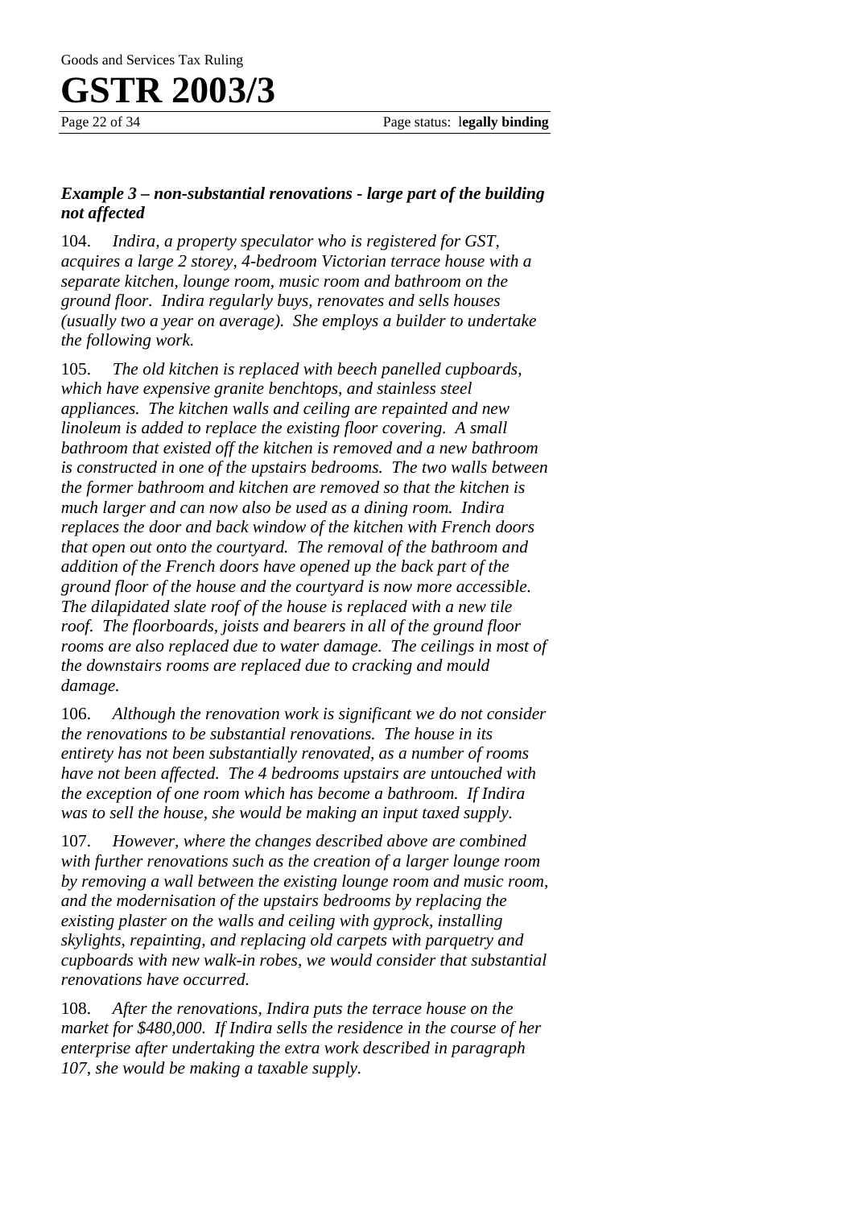### *Example 3 – non-substantial renovations - large part of the building not affected*

104. *Indira, a property speculator who is registered for GST, acquires a large 2 storey, 4-bedroom Victorian terrace house with a separate kitchen, lounge room, music room and bathroom on the ground floor. Indira regularly buys, renovates and sells houses (usually two a year on average). She employs a builder to undertake the following work.*

105. *The old kitchen is replaced with beech panelled cupboards, which have expensive granite benchtops, and stainless steel appliances. The kitchen walls and ceiling are repainted and new linoleum is added to replace the existing floor covering. A small bathroom that existed off the kitchen is removed and a new bathroom is constructed in one of the upstairs bedrooms. The two walls between the former bathroom and kitchen are removed so that the kitchen is much larger and can now also be used as a dining room. Indira replaces the door and back window of the kitchen with French doors that open out onto the courtyard. The removal of the bathroom and addition of the French doors have opened up the back part of the ground floor of the house and the courtyard is now more accessible. The dilapidated slate roof of the house is replaced with a new tile roof. The floorboards, joists and bearers in all of the ground floor rooms are also replaced due to water damage. The ceilings in most of the downstairs rooms are replaced due to cracking and mould damage.*

106. *Although the renovation work is significant we do not consider the renovations to be substantial renovations. The house in its entirety has not been substantially renovated, as a number of rooms have not been affected. The 4 bedrooms upstairs are untouched with the exception of one room which has become a bathroom. If Indira was to sell the house, she would be making an input taxed supply.*

107. *However, where the changes described above are combined with further renovations such as the creation of a larger lounge room by removing a wall between the existing lounge room and music room, and the modernisation of the upstairs bedrooms by replacing the existing plaster on the walls and ceiling with gyprock, installing skylights, repainting, and replacing old carpets with parquetry and cupboards with new walk-in robes, we would consider that substantial renovations have occurred.*

108. *After the renovations, Indira puts the terrace house on the market for $480,000. If Indira sells the residence in the course of her enterprise after undertaking the extra work described in paragraph 107, she would be making a taxable supply.*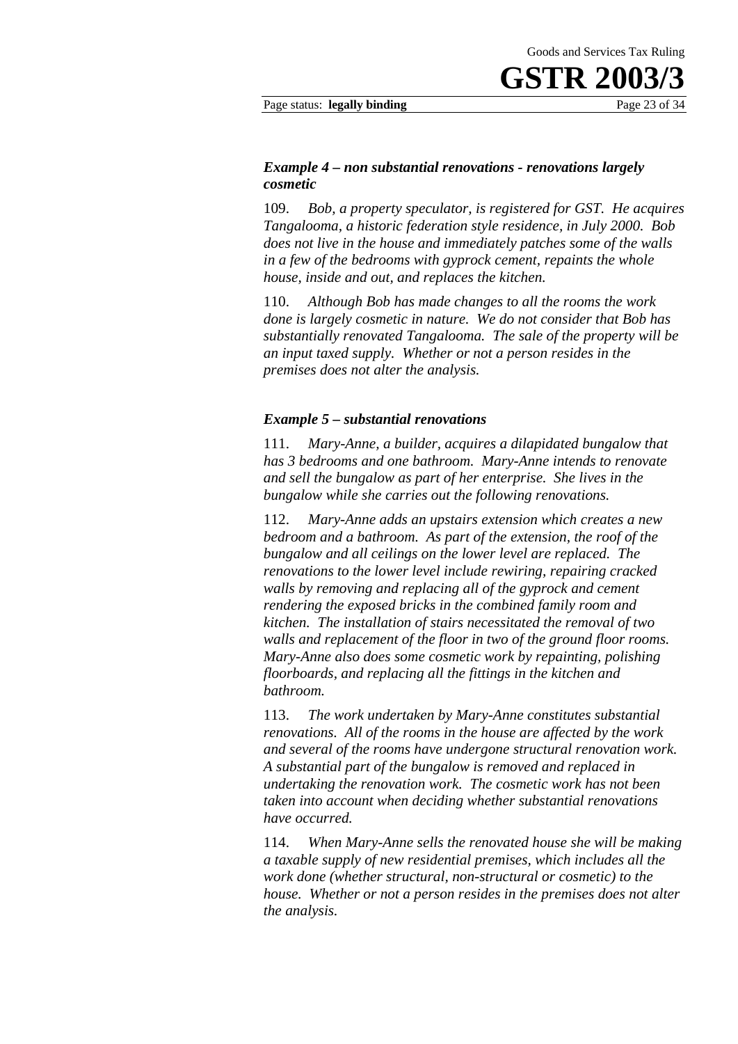### *Example 4 – non substantial renovations - renovations largely cosmetic*

109. *Bob, a property speculator, is registered for GST. He acquires Tangalooma, a historic federation style residence, in July 2000. Bob does not live in the house and immediately patches some of the walls in a few of the bedrooms with gyprock cement, repaints the whole house, inside and out, and replaces the kitchen.*

110. *Although Bob has made changes to all the rooms the work done is largely cosmetic in nature. We do not consider that Bob has substantially renovated Tangalooma. The sale of the property will be an input taxed supply. Whether or not a person resides in the premises does not alter the analysis.*

### *Example 5 – substantial renovations*

111. *Mary-Anne, a builder, acquires a dilapidated bungalow that has 3 bedrooms and one bathroom. Mary-Anne intends to renovate and sell the bungalow as part of her enterprise. She lives in the bungalow while she carries out the following renovations.*

112. *Mary-Anne adds an upstairs extension which creates a new bedroom and a bathroom. As part of the extension, the roof of the bungalow and all ceilings on the lower level are replaced. The renovations to the lower level include rewiring, repairing cracked walls by removing and replacing all of the gyprock and cement rendering the exposed bricks in the combined family room and kitchen. The installation of stairs necessitated the removal of two walls and replacement of the floor in two of the ground floor rooms. Mary-Anne also does some cosmetic work by repainting, polishing floorboards, and replacing all the fittings in the kitchen and bathroom.*

113. *The work undertaken by Mary-Anne constitutes substantial renovations. All of the rooms in the house are affected by the work and several of the rooms have undergone structural renovation work. A substantial part of the bungalow is removed and replaced in undertaking the renovation work. The cosmetic work has not been taken into account when deciding whether substantial renovations have occurred.*

114. *When Mary-Anne sells the renovated house she will be making a taxable supply of new residential premises, which includes all the work done (whether structural, non-structural or cosmetic) to the house. Whether or not a person resides in the premises does not alter the analysis.*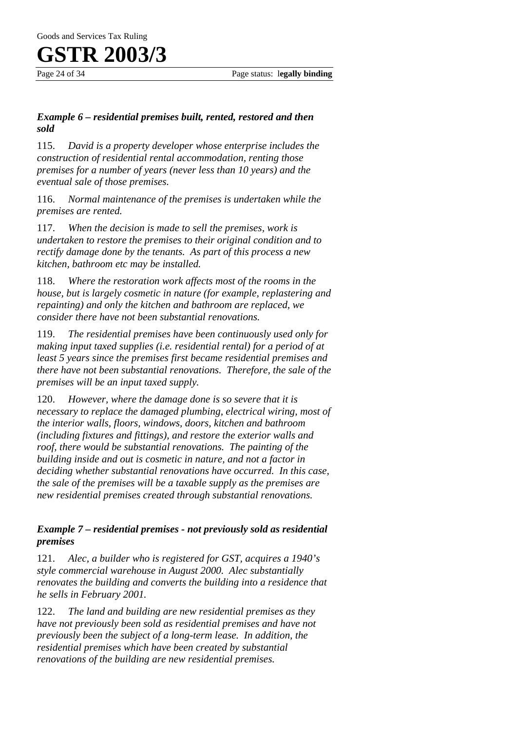### *Example 6 – residential premises built, rented, restored and then sold*

115. *David is a property developer whose enterprise includes the construction of residential rental accommodation, renting those premises for a number of years (never less than 10 years) and the eventual sale of those premises.*

116. *Normal maintenance of the premises is undertaken while the premises are rented.*

117. *When the decision is made to sell the premises, work is undertaken to restore the premises to their original condition and to rectify damage done by the tenants. As part of this process a new kitchen, bathroom etc may be installed.*

118. *Where the restoration work affects most of the rooms in the house, but is largely cosmetic in nature (for example, replastering and repainting) and only the kitchen and bathroom are replaced, we consider there have not been substantial renovations.*

119. *The residential premises have been continuously used only for making input taxed supplies (i.e. residential rental) for a period of at least 5 years since the premises first became residential premises and there have not been substantial renovations. Therefore, the sale of the premises will be an input taxed supply.*

120. *However, where the damage done is so severe that it is necessary to replace the damaged plumbing, electrical wiring, most of the interior walls, floors, windows, doors, kitchen and bathroom (including fixtures and fittings), and restore the exterior walls and roof, there would be substantial renovations. The painting of the building inside and out is cosmetic in nature, and not a factor in deciding whether substantial renovations have occurred. In this case, the sale of the premises will be a taxable supply as the premises are new residential premises created through substantial renovations.*

### *Example 7 – residential premises - not previously sold as residential premises*

121. *Alec, a builder who is registered for GST, acquires a 1940's style commercial warehouse in August 2000. Alec substantially renovates the building and converts the building into a residence that he sells in February 2001.*

122. *The land and building are new residential premises as they have not previously been sold as residential premises and have not previously been the subject of a long-term lease. In addition, the residential premises which have been created by substantial renovations of the building are new residential premises.*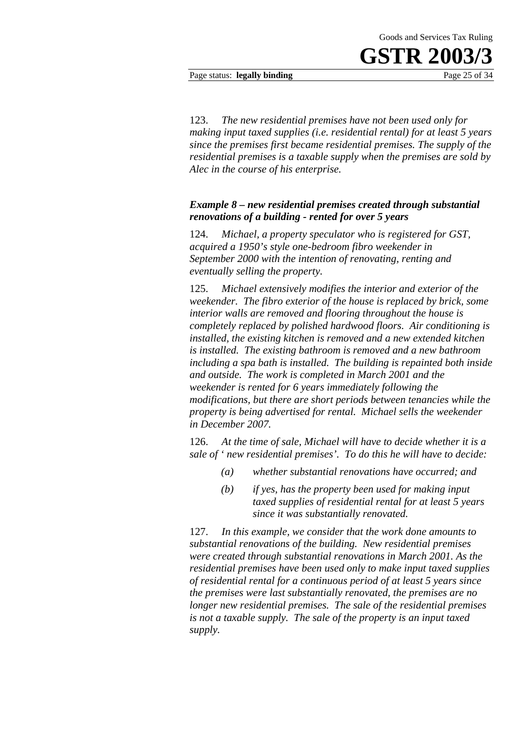123. *The new residential premises have not been used only for making input taxed supplies (i.e. residential rental) for at least 5 years since the premises first became residential premises. The supply of the residential premises is a taxable supply when the premises are sold by Alec in the course of his enterprise.*

### *Example 8 – new residential premises created through substantial renovations of a building - rented for over 5 years*

124. *Michael, a property speculator who is registered for GST, acquired a 1950's style one-bedroom fibro weekender in September 2000 with the intention of renovating, renting and eventually selling the property.*

125. *Michael extensively modifies the interior and exterior of the weekender. The fibro exterior of the house is replaced by brick, some interior walls are removed and flooring throughout the house is completely replaced by polished hardwood floors. Air conditioning is installed, the existing kitchen is removed and a new extended kitchen is installed. The existing bathroom is removed and a new bathroom including a spa bath is installed. The building is repainted both inside and outside. The work is completed in March 2001 and the weekender is rented for 6 years immediately following the modifications, but there are short periods between tenancies while the property is being advertised for rental. Michael sells the weekender in December 2007.*

126. *At the time of sale, Michael will have to decide whether it is a sale of ' new residential premises'. To do this he will have to decide:*

- *(a) whether substantial renovations have occurred; and*
- *(b) if yes, has the property been used for making input taxed supplies of residential rental for at least 5 years since it was substantially renovated.*

127. *In this example, we consider that the work done amounts to substantial renovations of the building. New residential premises were created through substantial renovations in March 2001. As the residential premises have been used only to make input taxed supplies of residential rental for a continuous period of at least 5 years since the premises were last substantially renovated, the premises are no longer new residential premises. The sale of the residential premises is not a taxable supply. The sale of the property is an input taxed supply.*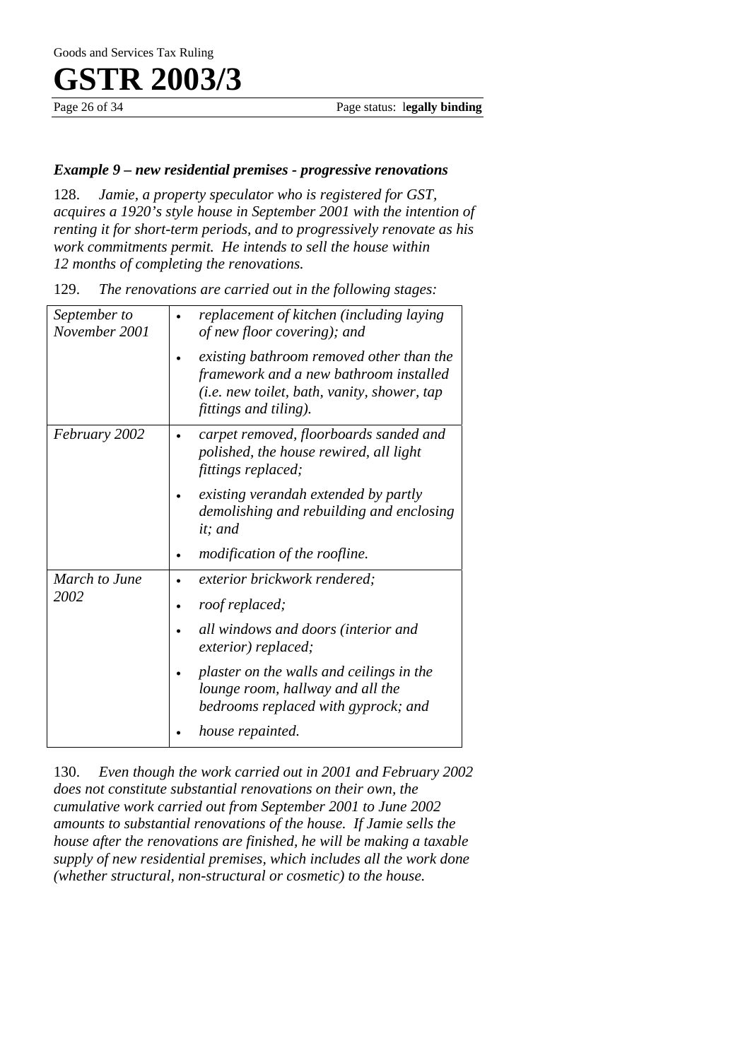### *Example 9 – new residential premises - progressive renovations*

128. *Jamie, a property speculator who is registered for GST, acquires a 1920's style house in September 2001 with the intention of renting it for short-term periods, and to progressively renovate as his work commitments permit. He intends to sell the house within 12 months of completing the renovations.*

129. *The renovations are carried out in the following stages:*

| | |
|---|---|
| *September to November 2001* | • *replacement of kitchen (including laying of new floor covering); and*<br>• *existing bathroom removed other than the framework and a new bathroom installed (i.e. new toilet, bath, vanity, shower, tap fittings and tiling).* |
| *February 2002* | • *carpet removed, floorboards sanded and polished, the house rewired, all light fittings replaced;*<br>• *existing verandah extended by partly demolishing and rebuilding and enclosing it; and*<br>• *modification of the roofline.* |
| *March to June 2002* | • *exterior brickwork rendered;*<br>• *roof replaced;*<br>• *all windows and doors (interior and exterior) replaced;*<br>• *plaster on the walls and ceilings in the lounge room, hallway and all the bedrooms replaced with gyprock; and*<br>• *house repainted.* |

130. *Even though the work carried out in 2001 and February 2002 does not constitute substantial renovations on their own, the cumulative work carried out from September 2001 to June 2002 amounts to substantial renovations of the house. If Jamie sells the house after the renovations are finished, he will be making a taxable supply of new residential premises, which includes all the work done (whether structural, non-structural or cosmetic) to the house.*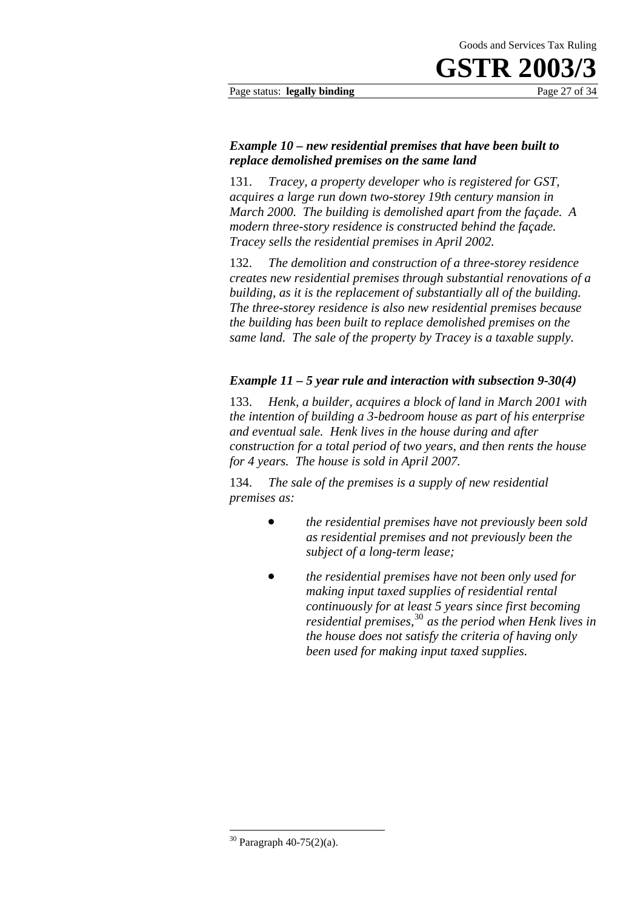### *Example 10 – new residential premises that have been built to replace demolished premises on the same land*

131. *Tracey, a property developer who is registered for GST, acquires a large run down two-storey 19th century mansion in March 2000. The building is demolished apart from the façade. A modern three-story residence is constructed behind the façade. Tracey sells the residential premises in April 2002.*

132. *The demolition and construction of a three-storey residence creates new residential premises through substantial renovations of a building, as it is the replacement of substantially all of the building. The three-storey residence is also new residential premises because the building has been built to replace demolished premises on the same land. The sale of the property by Tracey is a taxable supply.*

### *Example 11 – 5 year rule and interaction with subsection 9-30(4)*

133. *Henk, a builder, acquires a block of land in March 2001 with the intention of building a 3-bedroom house as part of his enterprise and eventual sale. Henk lives in the house during and after construction for a total period of two years, and then rents the house for 4 years. The house is sold in April 2007.*

134. *The sale of the premises is a supply of new residential premises as:*

- *the residential premises have not previously been sold as residential premises and not previously been the subject of a long-term lease;*
- *the residential premises have not been only used for making input taxed supplies of residential rental continuously for at least 5 years since first becoming residential premises,*[30] *as the period when Henk lives in the house does not satisfy the criteria of having only been used for making input taxed supplies.*

---

[30] Paragraph 40-75(2)(a).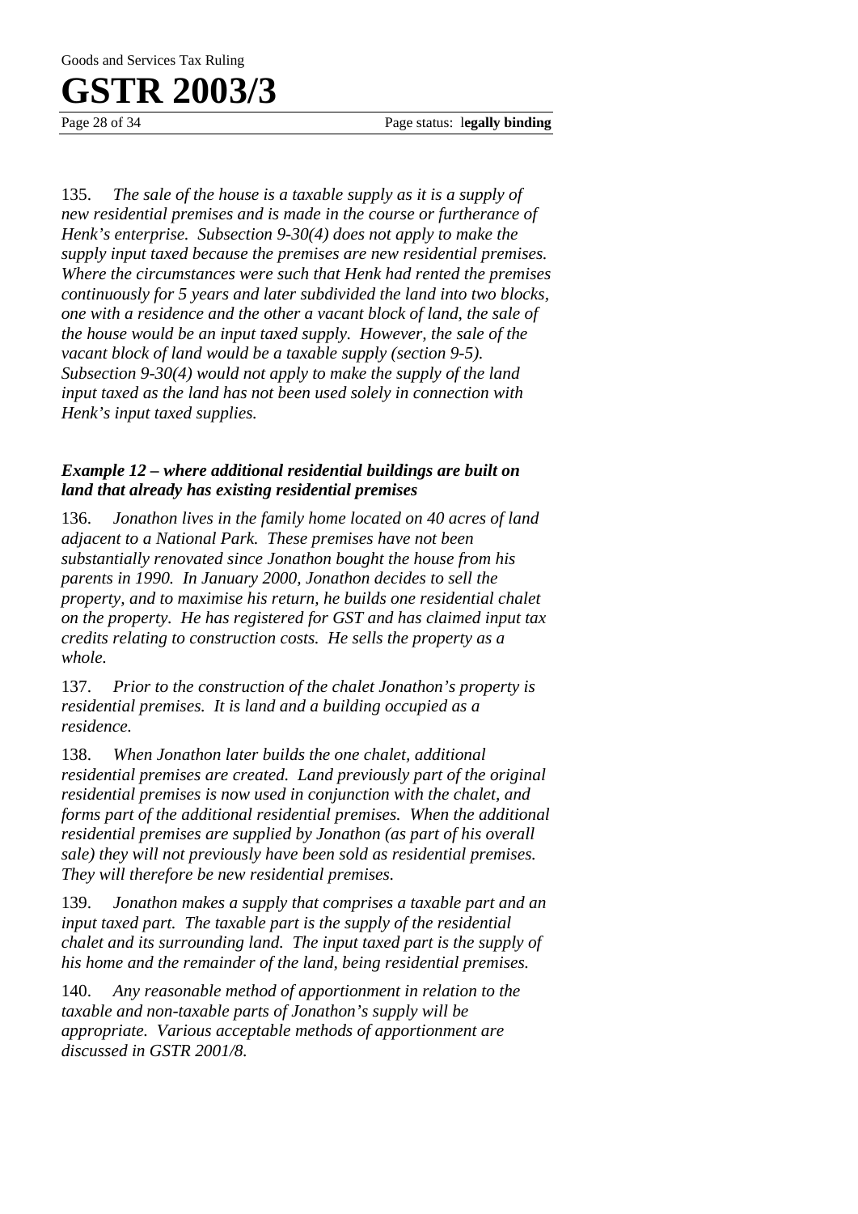135. *The sale of the house is a taxable supply as it is a supply of new residential premises and is made in the course or furtherance of Henk's enterprise. Subsection 9-30(4) does not apply to make the supply input taxed because the premises are new residential premises. Where the circumstances were such that Henk had rented the premises continuously for 5 years and later subdivided the land into two blocks, one with a residence and the other a vacant block of land, the sale of the house would be an input taxed supply. However, the sale of the vacant block of land would be a taxable supply (section 9-5). Subsection 9-30(4) would not apply to make the supply of the land input taxed as the land has not been used solely in connection with Henk's input taxed supplies.*

### *Example 12 – where additional residential buildings are built on land that already has existing residential premises*

136. *Jonathon lives in the family home located on 40 acres of land adjacent to a National Park. These premises have not been substantially renovated since Jonathon bought the house from his parents in 1990. In January 2000, Jonathon decides to sell the property, and to maximise his return, he builds one residential chalet on the property. He has registered for GST and has claimed input tax credits relating to construction costs. He sells the property as a whole.*

137. *Prior to the construction of the chalet Jonathon's property is residential premises. It is land and a building occupied as a residence.*

138. *When Jonathon later builds the one chalet, additional residential premises are created. Land previously part of the original residential premises is now used in conjunction with the chalet, and forms part of the additional residential premises. When the additional residential premises are supplied by Jonathon (as part of his overall sale) they will not previously have been sold as residential premises. They will therefore be new residential premises.*

139. *Jonathon makes a supply that comprises a taxable part and an input taxed part. The taxable part is the supply of the residential chalet and its surrounding land. The input taxed part is the supply of his home and the remainder of the land, being residential premises.*

140. *Any reasonable method of apportionment in relation to the taxable and non-taxable parts of Jonathon's supply will be appropriate. Various acceptable methods of apportionment are discussed in GSTR 2001/8.*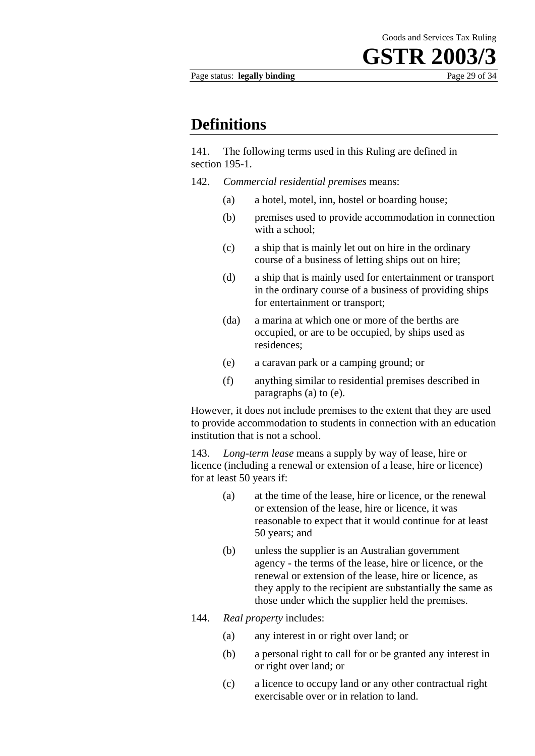## Definitions

141. The following terms used in this Ruling are defined in section 195-1.

142. *Commercial residential premises* means:

- (a) a hotel, motel, inn, hostel or boarding house;
- (b) premises used to provide accommodation in connection with a school;
- (c) a ship that is mainly let out on hire in the ordinary course of a business of letting ships out on hire;
- (d) a ship that is mainly used for entertainment or transport in the ordinary course of a business of providing ships for entertainment or transport;
- (da) a marina at which one or more of the berths are occupied, or are to be occupied, by ships used as residences;
- (e) a caravan park or a camping ground; or
- (f) anything similar to residential premises described in paragraphs (a) to (e).

However, it does not include premises to the extent that they are used to provide accommodation to students in connection with an education institution that is not a school.

143. *Long-term lease* means a supply by way of lease, hire or licence (including a renewal or extension of a lease, hire or licence) for at least 50 years if:

- (a) at the time of the lease, hire or licence, or the renewal or extension of the lease, hire or licence, it was reasonable to expect that it would continue for at least 50 years; and
- (b) unless the supplier is an Australian government agency - the terms of the lease, hire or licence, or the renewal or extension of the lease, hire or licence, as they apply to the recipient are substantially the same as those under which the supplier held the premises.

144. *Real property* includes:

- (a) any interest in or right over land; or
- (b) a personal right to call for or be granted any interest in or right over land; or
- (c) a licence to occupy land or any other contractual right exercisable over or in relation to land.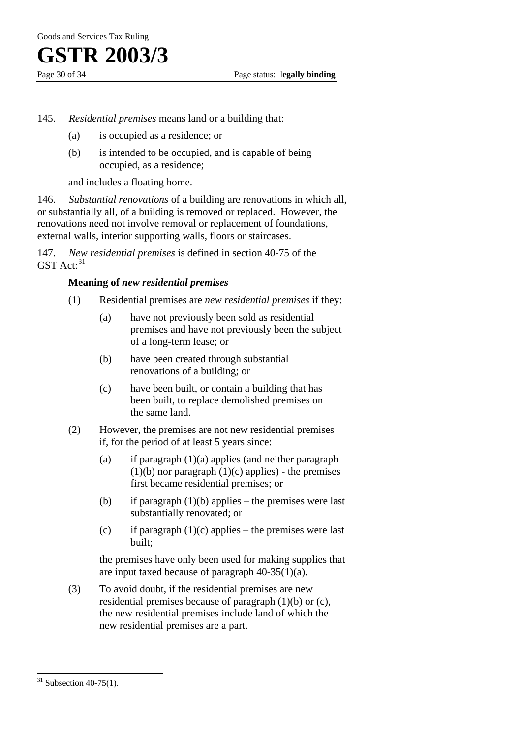145. *Residential premises* means land or a building that:

(a) is occupied as a residence; or

(b) is intended to be occupied, and is capable of being occupied, as a residence;

and includes a floating home.

146. *Substantial renovations* of a building are renovations in which all, or substantially all, of a building is removed or replaced. However, the renovations need not involve removal or replacement of foundations, external walls, interior supporting walls, floors or staircases.

147. *New residential premises* is defined in section 40-75 of the GST Act:[31]

**Meaning of *new residential premises***

(1) Residential premises are *new residential premises* if they:

(a) have not previously been sold as residential premises and have not previously been the subject of a long-term lease; or

(b) have been created through substantial renovations of a building; or

(c) have been built, or contain a building that has been built, to replace demolished premises on the same land.

(2) However, the premises are not new residential premises if, for the period of at least 5 years since:

(a) if paragraph (1)(a) applies (and neither paragraph (1)(b) nor paragraph (1)(c) applies) - the premises first became residential premises; or

(b) if paragraph (1)(b) applies – the premises were last substantially renovated; or

(c) if paragraph (1)(c) applies – the premises were last built;

the premises have only been used for making supplies that are input taxed because of paragraph 40-35(1)(a).

(3) To avoid doubt, if the residential premises are new residential premises because of paragraph (1)(b) or (c), the new residential premises include land of which the new residential premises are a part.

---

[31] Subsection 40-75(1).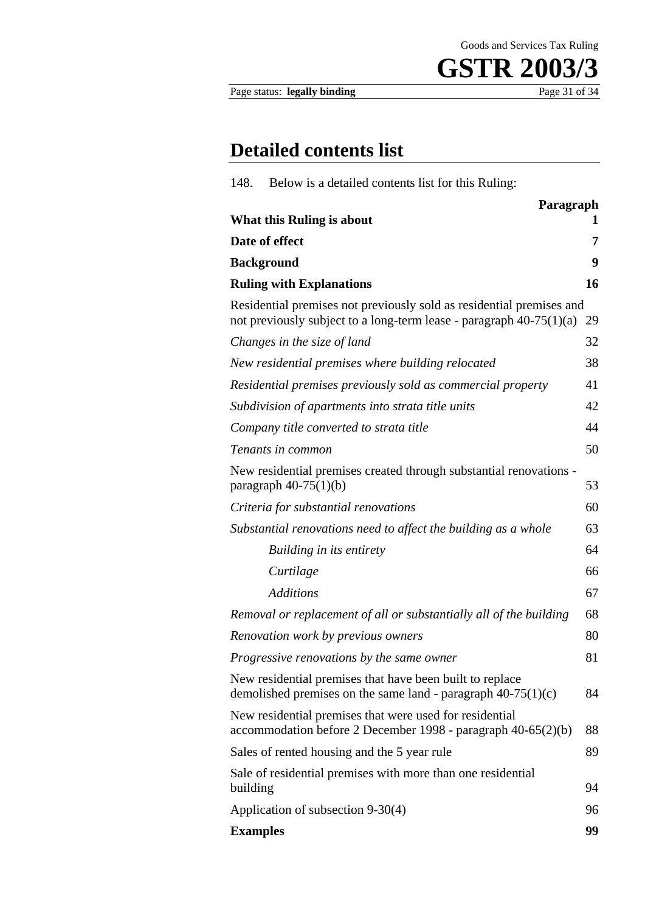## Detailed contents list

148. Below is a detailed contents list for this Ruling:

| | Paragraph |
|---|---|
| **What this Ruling is about** | **1** |
| **Date of effect** | **7** |
| **Background** | **9** |
| **Ruling with Explanations** | **16** |
| Residential premises not previously sold as residential premises and not previously subject to a long-term lease - paragraph 40-75(1)(a) | 29 |
| *Changes in the size of land* | 32 |
| *New residential premises where building relocated* | 38 |
| *Residential premises previously sold as commercial property* | 41 |
| *Subdivision of apartments into strata title units* | 42 |
| *Company title converted to strata title* | 44 |
| *Tenants in common* | 50 |
| New residential premises created through substantial renovations - paragraph 40-75(1)(b) | 53 |
| *Criteria for substantial renovations* | 60 |
| *Substantial renovations need to affect the building as a whole* | 63 |
| *Building in its entirety* | 64 |
| *Curtilage* | 66 |
| *Additions* | 67 |
| *Removal or replacement of all or substantially all of the building* | 68 |
| *Renovation work by previous owners* | 80 |
| *Progressive renovations by the same owner* | 81 |
| New residential premises that have been built to replace demolished premises on the same land - paragraph 40-75(1)(c) | 84 |
| New residential premises that were used for residential accommodation before 2 December 1998 - paragraph 40-65(2)(b) | 88 |
| Sales of rented housing and the 5 year rule | 89 |
| Sale of residential premises with more than one residential building | 94 |
| Application of subsection 9-30(4) | 96 |
| **Examples** | **99** |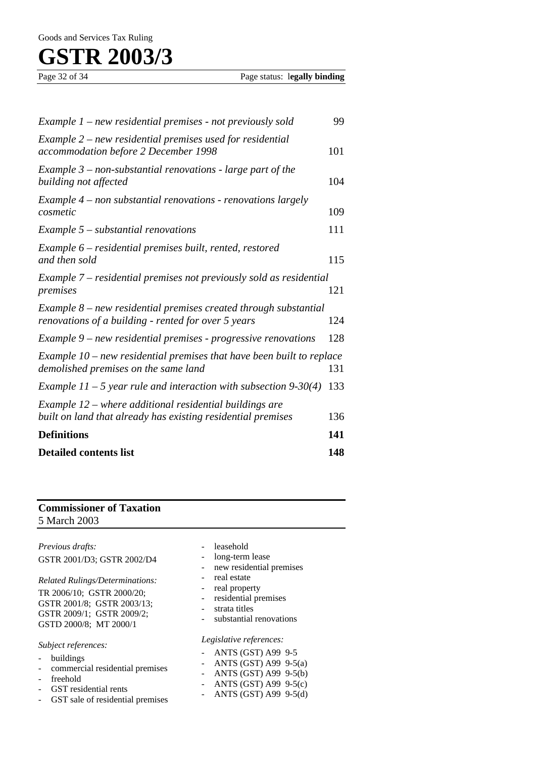| | |
|---|---|
| *Example 1 – new residential premises - not previously sold* | 99 |
| *Example 2 – new residential premises used for residential accommodation before 2 December 1998* | 101 |
| *Example 3 – non-substantial renovations - large part of the building not affected* | 104 |
| *Example 4 – non substantial renovations - renovations largely cosmetic* | 109 |
| *Example 5 – substantial renovations* | 111 |
| *Example 6 – residential premises built, rented, restored and then sold* | 115 |
| *Example 7 – residential premises not previously sold as residential premises* | 121 |
| *Example 8 – new residential premises created through substantial renovations of a building - rented for over 5 years* | 124 |
| *Example 9 – new residential premises - progressive renovations* | 128 |
| *Example 10 – new residential premises that have been built to replace demolished premises on the same land* | 131 |
| *Example 11 – 5 year rule and interaction with subsection 9-30(4)* | 133 |
| *Example 12 – where additional residential buildings are built on land that already has existing residential premises* | 136 |
| **Definitions** | **141** |
| **Detailed contents list** | **148** |

**Commissioner of Taxation**
5 March 2003

*Previous drafts:*
GSTR 2001/D3; GSTR 2002/D4

*Related Rulings/Determinations:*
TR 2006/10; GSTR 2000/20; GSTR 2001/8; GSTR 2003/13; GSTR 2009/1; GSTR 2009/2; GSTD 2000/8; MT 2000/1

*Subject references:*
- buildings
- commercial residential premises
- freehold
- GST residential rents
- GST sale of residential premises
- leasehold
- long-term lease
- new residential premises
- real estate
- real property
- residential premises
- strata titles
- substantial renovations

*Legislative references:*
- ANTS (GST) A99 9-5
- ANTS (GST) A99 9-5(a)
- ANTS (GST) A99 9-5(b)
- ANTS (GST) A99 9-5(c)
- ANTS (GST) A99 9-5(d)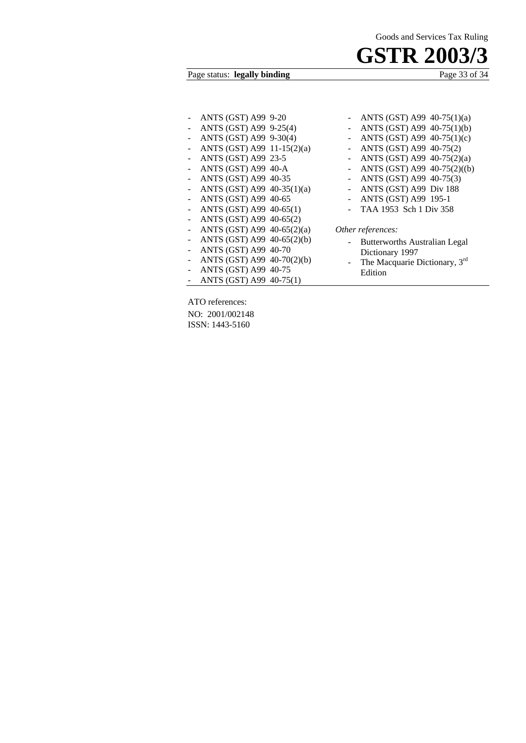- ANTS (GST) A99 9-20
- ANTS (GST) A99 9-25(4)
- ANTS (GST) A99 9-30(4)
- ANTS (GST) A99 11-15(2)(a)
- ANTS (GST) A99 23-5
- ANTS (GST) A99 40-A
- ANTS (GST) A99 40-35
- ANTS (GST) A99 40-35(1)(a)
- ANTS (GST) A99 40-65
- ANTS (GST) A99 40-65(1)
- ANTS (GST) A99 40-65(2)
- ANTS (GST) A99 40-65(2)(a)
- ANTS (GST) A99 40-65(2)(b)
- ANTS (GST) A99 40-70
- ANTS (GST) A99 40-70(2)(b)
- ANTS (GST) A99 40-75
- ANTS (GST) A99 40-75(1)
- ANTS (GST) A99 40-75(1)(a)
- ANTS (GST) A99 40-75(1)(b)
- ANTS (GST) A99 40-75(1)(c)
- ANTS (GST) A99 40-75(2)
- ANTS (GST) A99 40-75(2)(a)
- ANTS (GST) A99 40-75(2)((b)
- ANTS (GST) A99 40-75(3)
- ANTS (GST) A99 Div 188
- ANTS (GST) A99 195-1
- TAA 1953 Sch 1 Div 358

*Other references:*

- Butterworths Australian Legal Dictionary 1997
- The Macquarie Dictionary, 3rd Edition

ATO references:

NO: 2001/002148

ISSN: 1443-5160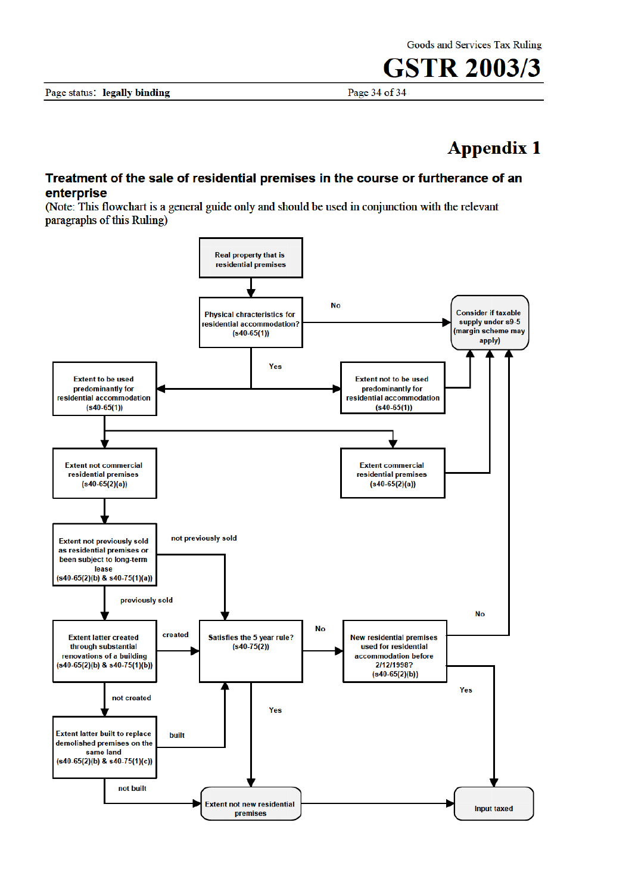# Appendix 1

## Treatment of the sale of residential premises in the course or furtherance of an enterprise

(Note: This flowchart is a general guide only and should be used in conjunction with the relevant paragraphs of this Ruling)

Real property that is residential premises

Physical chracteristics for residential accommodation? (s40-65(1))

No

Consider if taxable supply under s9-5 (margin scheme may apply)

Yes

Extent to be used predominantly for residential accommodation (s40-65(1))

Extent not to be used predominantly for residential accommodation (s40-65(1))

Extent not commercial residential premises (s40-65(2)(a))

Extent commercial residential premises (s40-65(2)(a))

Extent not previously sold as residential premises or been subject to long-term lease (s40-65(2)(b) & s40-75(1)(a))

not previously sold

previously sold

Extent latter created through substantial renovations of a building (s40-65(2)(b) & s40-75(1)(b))

created

Satisfies the 5 year rule? (s40-75(2))

No

New residential premises used for residential accommodation before 2/12/1998? (s40-65(2)(b))

No

Yes

not created

Yes

Extent latter built to replace demolished premises on the same land (s40-65(2)(b) & s40-75(1)(c))

built

not built

Extent not new residential premises

Input taxed